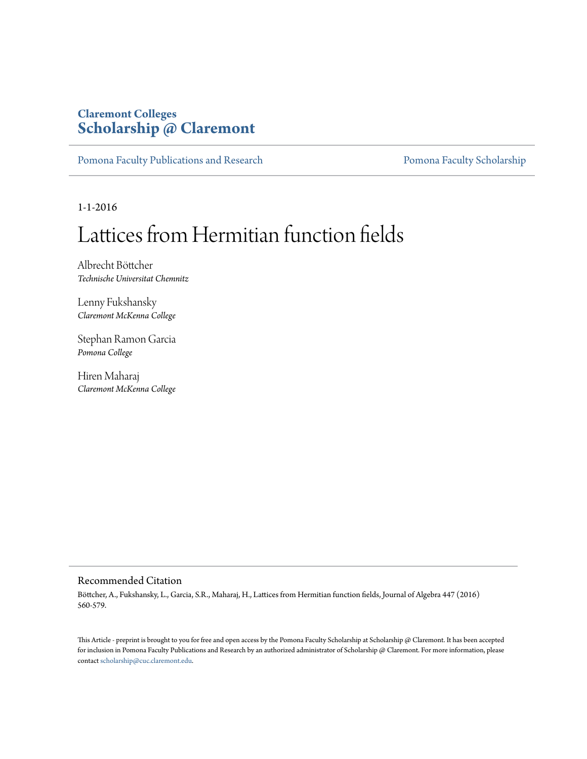**Claremont Colleges**
**Scholarship @ Claremont**

Pomona Faculty Publications and Research | Pomona Faculty Scholarship

1-1-2016

# Lattices from Hermitian function fields

Albrecht Böttcher
*Technische Universitat Chemnitz*

Lenny Fukshansky
*Claremont McKenna College*

Stephan Ramon Garcia
*Pomona College*

Hiren Maharaj
*Claremont McKenna College*

## Recommended Citation

Böttcher, A., Fukshansky, L., Garcia, S.R., Maharaj, H., Lattices from Hermitian function fields, Journal of Algebra 447 (2016) 560-579.

This Article - preprint is brought to you for free and open access by the Pomona Faculty Scholarship at Scholarship @ Claremont. It has been accepted for inclusion in Pomona Faculty Publications and Research by an authorized administrator of Scholarship @ Claremont. For more information, please contact scholarship@cuc.claremont.edu.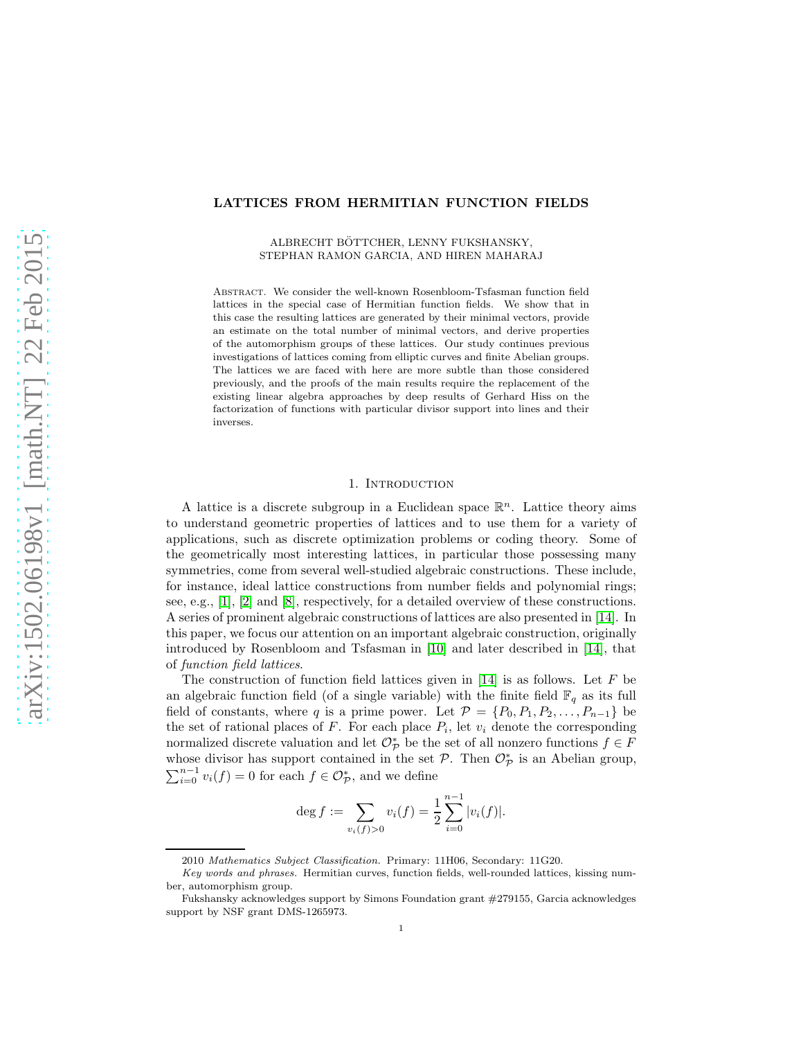# LATTICES FROM HERMITIAN FUNCTION FIELDS

ALBRECHT BÖTTCHER, LENNY FUKSHANSKY,
STEPHAN RAMON GARCIA, AND HIREN MAHARAJ

Abstract. We consider the well-known Rosenbloom-Tsfasman function field lattices in the special case of Hermitian function fields. We show that in this case the resulting lattices are generated by their minimal vectors, provide an estimate on the total number of minimal vectors, and derive properties of the automorphism groups of these lattices. Our study continues previous investigations of lattices coming from elliptic curves and finite Abelian groups. The lattices we are faced with here are more subtle than those considered previously, and the proofs of the main results require the replacement of the existing linear algebra approaches by deep results of Gerhard Hiss on the factorization of functions with particular divisor support into lines and their inverses.

## 1. Introduction

A lattice is a discrete subgroup in a Euclidean space $\mathbb{R}^n$. Lattice theory aims to understand geometric properties of lattices and to use them for a variety of applications, such as discrete optimization problems or coding theory. Some of the geometrically most interesting lattices, in particular those possessing many symmetries, come from several well-studied algebraic constructions. These include, for instance, ideal lattice constructions from number fields and polynomial rings; see, e.g., [1], [2] and [8], respectively, for a detailed overview of these constructions. A series of prominent algebraic constructions of lattices are also presented in [14]. In this paper, we focus our attention on an important algebraic construction, originally introduced by Rosenbloom and Tsfasman in [10] and later described in [14], that of *function field lattices*.

The construction of function field lattices given in [14] is as follows. Let $F$ be an algebraic function field (of a single variable) with the finite field $\mathbb{F}_q$ as its full field of constants, where $q$ is a prime power. Let $\mathcal{P} = \{P_0, P_1, P_2, \dots, P_{n-1}\}$ be the set of rational places of $F$. For each place $P_i$, let $v_i$ denote the corresponding normalized discrete valuation and let $\mathcal{O}_{\mathcal{P}}^*$ be the set of all nonzero functions $f \in F$ whose divisor has support contained in the set $\mathcal{P}$. Then $\mathcal{O}_{\mathcal{P}}^*$ is an Abelian group, $\sum_{i=0}^{n-1} v_i(f) = 0$ for each $f \in \mathcal{O}_{\mathcal{P}}^*$, and we define

$$\deg f := \sum_{v_i(f)>0} v_i(f) = \frac{1}{2}\sum_{i=0}^{n-1} |v_i(f)|.$$

2010 *Mathematics Subject Classification.* Primary: 11H06, Secondary: 11G20.

*Key words and phrases.* Hermitian curves, function fields, well-rounded lattices, kissing number, automorphism group.

Fukshansky acknowledges support by Simons Foundation grant #279155, Garcia acknowledges support by NSF grant DMS-1265973.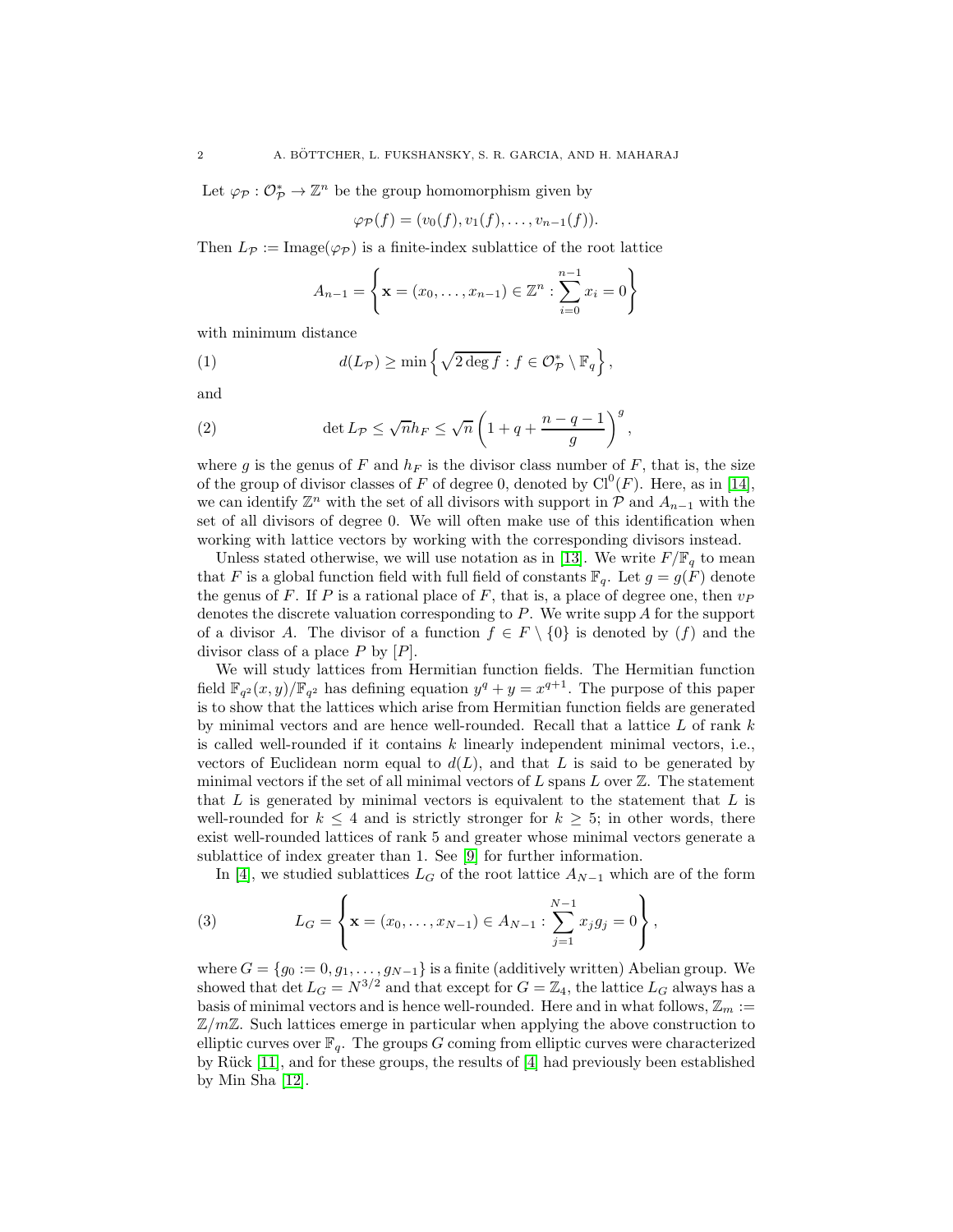Let $\varphi_{\mathcal{P}} : \mathcal{O}_{\mathcal{P}}^* \to \mathbb{Z}^n$ be the group homomorphism given by

$$\varphi_{\mathcal{P}}(f) = (v_0(f), v_1(f), \ldots, v_{n-1}(f)).$$

Then $L_{\mathcal{P}} := \text{Image}(\varphi_{\mathcal{P}})$ is a finite-index sublattice of the root lattice

$$A_{n-1} = \left\{ \mathbf{x} = (x_0, \ldots, x_{n-1}) \in \mathbb{Z}^n : \sum_{i=0}^{n-1} x_i = 0 \right\}$$

with minimum distance

$$d(L_{\mathcal{P}}) \geq \min \left\{ \sqrt{2 \deg f} : f \in \mathcal{O}_{\mathcal{P}}^* \setminus \mathbb{F}_q \right\}, \tag{1}$$

and

$$\det L_{\mathcal{P}} \leq \sqrt{n} h_F \leq \sqrt{n} \left( 1 + q + \frac{n - q - 1}{g} \right)^g, \tag{2}$$

where $g$ is the genus of $F$ and $h_F$ is the divisor class number of $F$, that is, the size of the group of divisor classes of $F$ of degree 0, denoted by $\text{Cl}^0(F)$. Here, as in [14], we can identify $\mathbb{Z}^n$ with the set of all divisors with support in $\mathcal{P}$ and $A_{n-1}$ with the set of all divisors of degree 0. We will often make use of this identification when working with lattice vectors by working with the corresponding divisors instead.

Unless stated otherwise, we will use notation as in [13]. We write $F/\mathbb{F}_q$ to mean that $F$ is a global function field with full field of constants $\mathbb{F}_q$. Let $g = g(F)$ denote the genus of $F$. If $P$ is a rational place of $F$, that is, a place of degree one, then $v_P$ denotes the discrete valuation corresponding to $P$. We write $\text{supp}\, A$ for the support of a divisor $A$. The divisor of a function $f \in F \setminus \{0\}$ is denoted by $(f)$ and the divisor class of a place $P$ by $[P]$.

We will study lattices from Hermitian function fields. The Hermitian function field $\mathbb{F}_{q^2}(x, y)/\mathbb{F}_{q^2}$ has defining equation $y^q + y = x^{q+1}$. The purpose of this paper is to show that the lattices which arise from Hermitian function fields are generated by minimal vectors and are hence well-rounded. Recall that a lattice $L$ of rank $k$ is called well-rounded if it contains $k$ linearly independent minimal vectors, i.e., vectors of Euclidean norm equal to $d(L)$, and that $L$ is said to be generated by minimal vectors if the set of all minimal vectors of $L$ spans $L$ over $\mathbb{Z}$. The statement that $L$ is generated by minimal vectors is equivalent to the statement that $L$ is well-rounded for $k \leq 4$ and is strictly stronger for $k \geq 5$; in other words, there exist well-rounded lattices of rank 5 and greater whose minimal vectors generate a sublattice of index greater than 1. See [9] for further information.

In [4], we studied sublattices $L_G$ of the root lattice $A_{N-1}$ which are of the form

$$L_G = \left\{ \mathbf{x} = (x_0, \ldots, x_{N-1}) \in A_{N-1} : \sum_{j=1}^{N-1} x_j g_j = 0 \right\}, \tag{3}$$

where $G = \{g_0 := 0, g_1, \ldots, g_{N-1}\}$ is a finite (additively written) Abelian group. We showed that $\det L_G = N^{3/2}$ and that except for $G = \mathbb{Z}_4$, the lattice $L_G$ always has a basis of minimal vectors and is hence well-rounded. Here and in what follows, $\mathbb{Z}_m := \mathbb{Z}/m\mathbb{Z}$. Such lattices emerge in particular when applying the above construction to elliptic curves over $\mathbb{F}_q$. The groups $G$ coming from elliptic curves were characterized by Rück [11], and for these groups, the results of [4] had previously been established by Min Sha [12].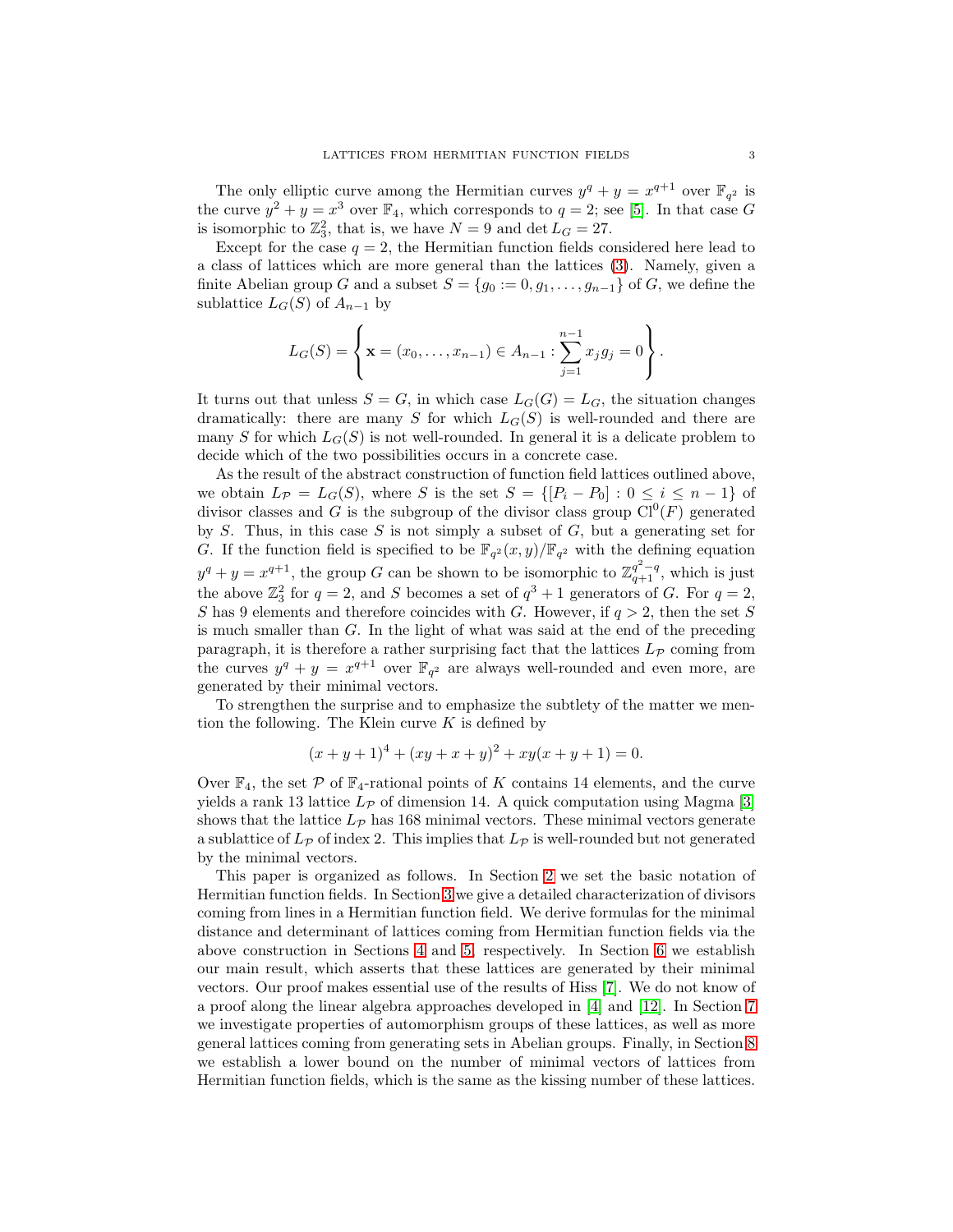The only elliptic curve among the Hermitian curves $y^q + y = x^{q+1}$ over $\mathbb{F}_{q^2}$ is the curve $y^2 + y = x^3$ over $\mathbb{F}_4$, which corresponds to $q = 2$; see [5]. In that case $G$ is isomorphic to $\mathbb{Z}_3^2$, that is, we have $N = 9$ and $\det L_G = 27$.

Except for the case $q = 2$, the Hermitian function fields considered here lead to a class of lattices which are more general than the lattices (3). Namely, given a finite Abelian group $G$ and a subset $S = \{g_0 := 0, g_1, \ldots, g_{n-1}\}$ of $G$, we define the sublattice $L_G(S)$ of $A_{n-1}$ by

$$L_G(S) = \left\{ \mathbf{x} = (x_0, \ldots, x_{n-1}) \in A_{n-1} : \sum_{j=1}^{n-1} x_j g_j = 0 \right\}.$$

It turns out that unless $S = G$, in which case $L_G(G) = L_G$, the situation changes dramatically: there are many $S$ for which $L_G(S)$ is well-rounded and there are many $S$ for which $L_G(S)$ is not well-rounded. In general it is a delicate problem to decide which of the two possibilities occurs in a concrete case.

As the result of the abstract construction of function field lattices outlined above, we obtain $L_{\mathcal{P}} = L_G(S)$, where $S$ is the set $S = \{[P_i - P_0] : 0 \leq i \leq n-1\}$ of divisor classes and $G$ is the subgroup of the divisor class group $\mathrm{Cl}^0(F)$ generated by $S$. Thus, in this case $S$ is not simply a subset of $G$, but a generating set for $G$. If the function field is specified to be $\mathbb{F}_{q^2}(x, y)/\mathbb{F}_{q^2}$ with the defining equation $y^q + y = x^{q+1}$, the group $G$ can be shown to be isomorphic to $\mathbb{Z}_{q+1}^{q^2-q}$, which is just the above $\mathbb{Z}_3^2$ for $q = 2$, and $S$ becomes a set of $q^3 + 1$ generators of $G$. For $q = 2$, $S$ has 9 elements and therefore coincides with $G$. However, if $q > 2$, then the set $S$ is much smaller than $G$. In the light of what was said at the end of the preceding paragraph, it is therefore a rather surprising fact that the lattices $L_{\mathcal{P}}$ coming from the curves $y^q + y = x^{q+1}$ over $\mathbb{F}_{q^2}$ are always well-rounded and even more, are generated by their minimal vectors.

To strengthen the surprise and to emphasize the subtlety of the matter we mention the following. The Klein curve $K$ is defined by

$$(x + y + 1)^4 + (xy + x + y)^2 + xy(x + y + 1) = 0.$$

Over $\mathbb{F}_4$, the set $\mathcal{P}$ of $\mathbb{F}_4$-rational points of $K$ contains 14 elements, and the curve yields a rank 13 lattice $L_{\mathcal{P}}$ of dimension 14. A quick computation using Magma [3] shows that the lattice $L_{\mathcal{P}}$ has 168 minimal vectors. These minimal vectors generate a sublattice of $L_{\mathcal{P}}$ of index 2. This implies that $L_{\mathcal{P}}$ is well-rounded but not generated by the minimal vectors.

This paper is organized as follows. In Section 2 we set the basic notation of Hermitian function fields. In Section 3 we give a detailed characterization of divisors coming from lines in a Hermitian function field. We derive formulas for the minimal distance and determinant of lattices coming from Hermitian function fields via the above construction in Sections 4 and 5, respectively. In Section 6 we establish our main result, which asserts that these lattices are generated by their minimal vectors. Our proof makes essential use of the results of Hiss [7]. We do not know of a proof along the linear algebra approaches developed in [4] and [12]. In Section 7 we investigate properties of automorphism groups of these lattices, as well as more general lattices coming from generating sets in Abelian groups. Finally, in Section 8 we establish a lower bound on the number of minimal vectors of lattices from Hermitian function fields, which is the same as the kissing number of these lattices.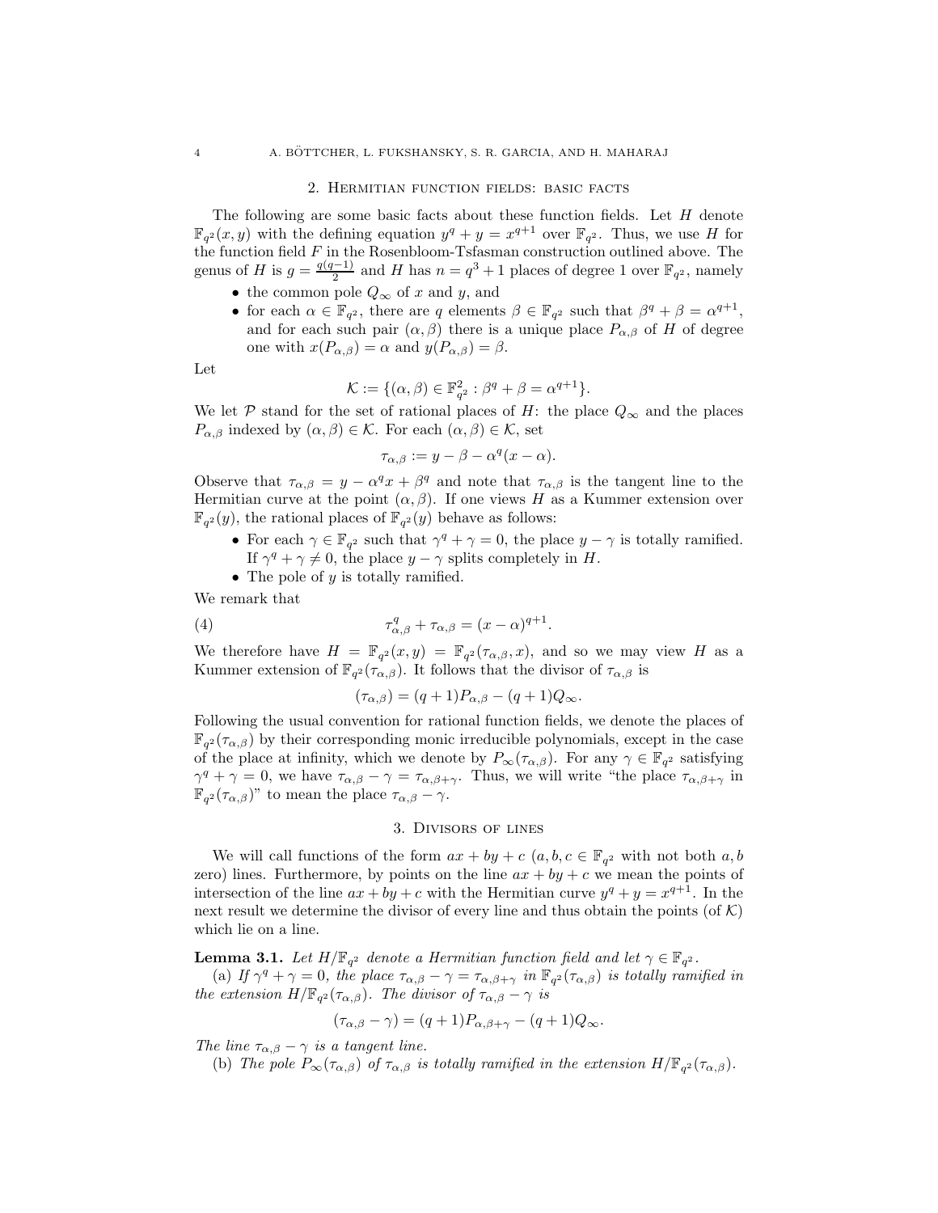## 2. Hermitian function fields: basic facts

The following are some basic facts about these function fields. Let $H$ denote $\mathbb{F}_{q^2}(x,y)$ with the defining equation $y^q + y = x^{q+1}$ over $\mathbb{F}_{q^2}$. Thus, we use $H$ for the function field $F$ in the Rosenbloom-Tsfasman construction outlined above. The genus of $H$ is $g = \frac{q(q-1)}{2}$ and $H$ has $n = q^3 + 1$ places of degree 1 over $\mathbb{F}_{q^2}$, namely

- the common pole $Q_\infty$ of $x$ and $y$, and
- for each $\alpha \in \mathbb{F}_{q^2}$, there are $q$ elements $\beta \in \mathbb{F}_{q^2}$ such that $\beta^q + \beta = \alpha^{q+1}$, and for each such pair $(\alpha, \beta)$ there is a unique place $P_{\alpha,\beta}$ of $H$ of degree one with $x(P_{\alpha,\beta}) = \alpha$ and $y(P_{\alpha,\beta}) = \beta$.

Let

$$\mathcal{K} := \{(\alpha, \beta) \in \mathbb{F}_{q^2}^2 : \beta^q + \beta = \alpha^{q+1}\}.$$

We let $\mathcal{P}$ stand for the set of rational places of $H$: the place $Q_\infty$ and the places $P_{\alpha,\beta}$ indexed by $(\alpha, \beta) \in \mathcal{K}$. For each $(\alpha, \beta) \in \mathcal{K}$, set

$$\tau_{\alpha,\beta} := y - \beta - \alpha^q(x - \alpha).$$

Observe that $\tau_{\alpha,\beta} = y - \alpha^q x + \beta^q$ and note that $\tau_{\alpha,\beta}$ is the tangent line to the Hermitian curve at the point $(\alpha, \beta)$. If one views $H$ as a Kummer extension over $\mathbb{F}_{q^2}(y)$, the rational places of $\mathbb{F}_{q^2}(y)$ behave as follows:

- For each $\gamma \in \mathbb{F}_{q^2}$ such that $\gamma^q + \gamma = 0$, the place $y - \gamma$ is totally ramified. If $\gamma^q + \gamma \neq 0$, the place $y - \gamma$ splits completely in $H$.
- The pole of $y$ is totally ramified.

We remark that

$$\tau_{\alpha,\beta}^q + \tau_{\alpha,\beta} = (x - \alpha)^{q+1}. \tag{4}$$

We therefore have $H = \mathbb{F}_{q^2}(x,y) = \mathbb{F}_{q^2}(\tau_{\alpha,\beta}, x)$, and so we may view $H$ as a Kummer extension of $\mathbb{F}_{q^2}(\tau_{\alpha,\beta})$. It follows that the divisor of $\tau_{\alpha,\beta}$ is

$$(\tau_{\alpha,\beta}) = (q+1)P_{\alpha,\beta} - (q+1)Q_\infty.$$

Following the usual convention for rational function fields, we denote the places of $\mathbb{F}_{q^2}(\tau_{\alpha,\beta})$ by their corresponding monic irreducible polynomials, except in the case of the place at infinity, which we denote by $P_\infty(\tau_{\alpha,\beta})$. For any $\gamma \in \mathbb{F}_{q^2}$ satisfying $\gamma^q + \gamma = 0$, we have $\tau_{\alpha,\beta} - \gamma = \tau_{\alpha,\beta+\gamma}$. Thus, we will write "the place $\tau_{\alpha,\beta+\gamma}$ in $\mathbb{F}_{q^2}(\tau_{\alpha,\beta})$" to mean the place $\tau_{\alpha,\beta} - \gamma$.

## 3. Divisors of lines

We will call functions of the form $ax + by + c$ ($a, b, c \in \mathbb{F}_{q^2}$ with not both $a, b$ zero) lines. Furthermore, by points on the line $ax + by + c$ we mean the points of intersection of the line $ax + by + c$ with the Hermitian curve $y^q + y = x^{q+1}$. In the next result we determine the divisor of every line and thus obtain the points (of $\mathcal{K}$) which lie on a line.

**Lemma 3.1.** *Let $H/\mathbb{F}_{q^2}$ denote a Hermitian function field and let $\gamma \in \mathbb{F}_{q^2}$.*

(a) *If $\gamma^q + \gamma = 0$, the place $\tau_{\alpha,\beta} - \gamma = \tau_{\alpha,\beta+\gamma}$ in $\mathbb{F}_{q^2}(\tau_{\alpha,\beta})$ is totally ramified in the extension $H/\mathbb{F}_{q^2}(\tau_{\alpha,\beta})$. The divisor of $\tau_{\alpha,\beta} - \gamma$ is*

$$(\tau_{\alpha,\beta} - \gamma) = (q+1)P_{\alpha,\beta+\gamma} - (q+1)Q_\infty.$$

*The line $\tau_{\alpha,\beta} - \gamma$ is a tangent line.*

(b) *The pole $P_\infty(\tau_{\alpha,\beta})$ of $\tau_{\alpha,\beta}$ is totally ramified in the extension $H/\mathbb{F}_{q^2}(\tau_{\alpha,\beta})$.*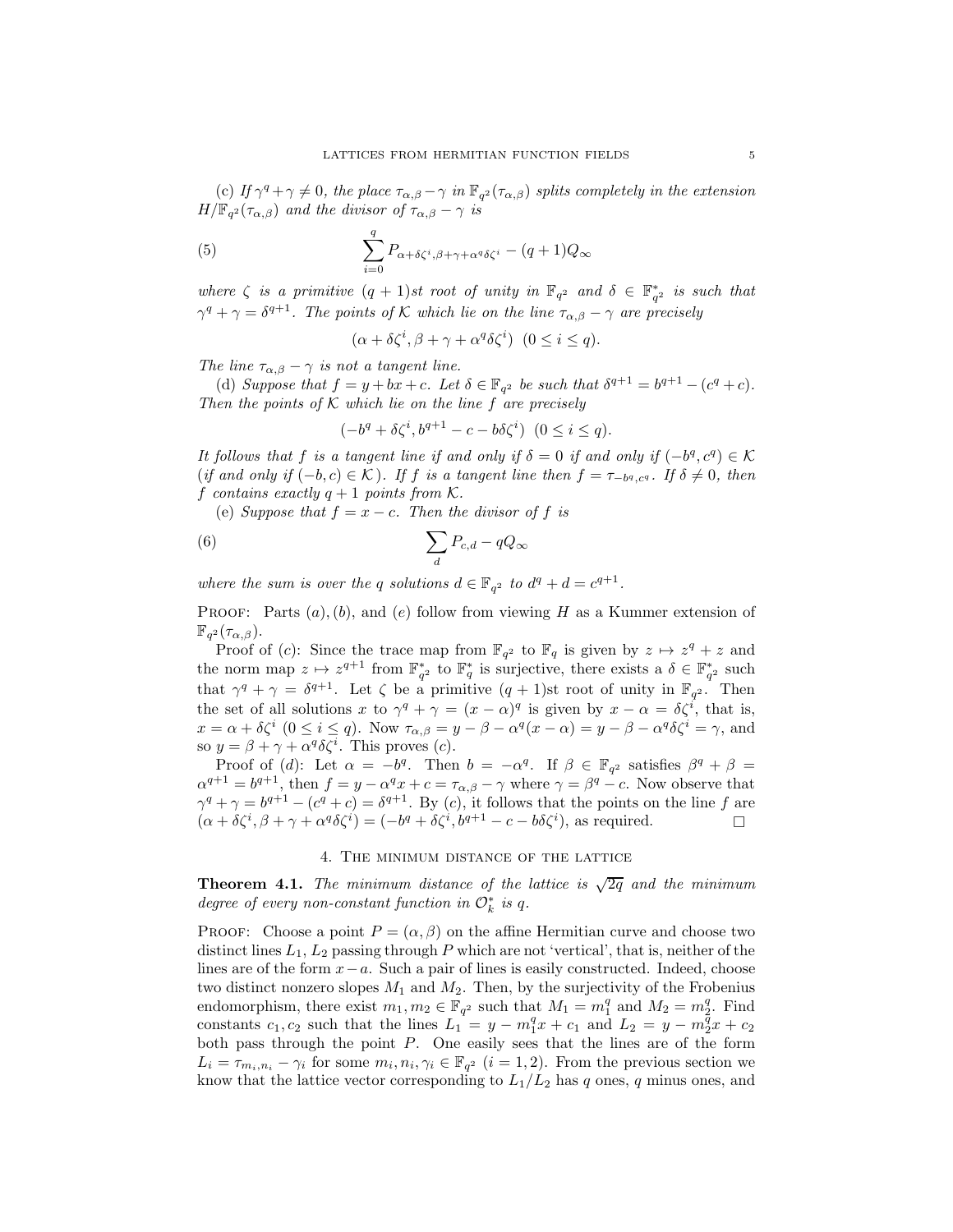(c) *If $\gamma^q + \gamma \neq 0$, the place $\tau_{\alpha,\beta} - \gamma$ in $\mathbb{F}_{q^2}(\tau_{\alpha,\beta})$ splits completely in the extension $H/\mathbb{F}_{q^2}(\tau_{\alpha,\beta})$ and the divisor of $\tau_{\alpha,\beta} - \gamma$ is*

$$\sum_{i=0}^{q} P_{\alpha+\delta\zeta^i, \beta+\gamma+\alpha^q\delta\zeta^i} - (q+1)Q_\infty \tag{5}$$

*where $\zeta$ is a primitive $(q+1)$st root of unity in $\mathbb{F}_{q^2}$ and $\delta \in \mathbb{F}_{q^2}^*$ is such that $\gamma^q + \gamma = \delta^{q+1}$. The points of $\mathcal{K}$ which lie on the line $\tau_{\alpha,\beta} - \gamma$ are precisely*

$$(\alpha + \delta\zeta^i, \beta + \gamma + \alpha^q\delta\zeta^i) \ \ (0 \leq i \leq q).$$

*The line $\tau_{\alpha,\beta} - \gamma$ is not a tangent line.*

(d) *Suppose that $f = y + bx + c$. Let $\delta \in \mathbb{F}_{q^2}$ be such that $\delta^{q+1} = b^{q+1} - (c^q + c)$. Then the points of $\mathcal{K}$ which lie on the line $f$ are precisely*

$$(-b^q + \delta\zeta^i, b^{q+1} - c - b\delta\zeta^i) \ \ (0 \leq i \leq q).$$

*It follows that $f$ is a tangent line if and only if $\delta = 0$ if and only if $(-b^q, c^q) \in \mathcal{K}$ (if and only if $(-b, c) \in \mathcal{K}$). If $f$ is a tangent line then $f = \tau_{-b^q, c^q}$. If $\delta \neq 0$, then $f$ contains exactly $q+1$ points from $\mathcal{K}$.*

(e) *Suppose that $f = x - c$. Then the divisor of $f$ is*

$$\sum_d P_{c,d} - qQ_\infty \tag{6}$$

*where the sum is over the $q$ solutions $d \in \mathbb{F}_{q^2}$ to $d^q + d = c^{q+1}$.*

Proof: Parts $(a), (b)$, and $(e)$ follow from viewing $H$ as a Kummer extension of $\mathbb{F}_{q^2}(\tau_{\alpha,\beta})$.

Proof of $(c)$: Since the trace map from $\mathbb{F}_{q^2}$ to $\mathbb{F}_q$ is given by $z \mapsto z^q + z$ and the norm map $z \mapsto z^{q+1}$ from $\mathbb{F}_{q^2}^*$ to $\mathbb{F}_q^*$ is surjective, there exists a $\delta \in \mathbb{F}_{q^2}^*$ such that $\gamma^q + \gamma = \delta^{q+1}$. Let $\zeta$ be a primitive $(q+1)$st root of unity in $\mathbb{F}_{q^2}$. Then the set of all solutions $x$ to $\gamma^q + \gamma = (x - \alpha)^q$ is given by $x - \alpha = \delta\zeta^i$, that is, $x = \alpha + \delta\zeta^i$ $(0 \leq i \leq q)$. Now $\tau_{\alpha,\beta} = y - \beta - \alpha^q(x - \alpha) = y - \beta - \alpha^q\delta\zeta^i = \gamma$, and so $y = \beta + \gamma + \alpha^q\delta\zeta^i$. This proves $(c)$.

Proof of $(d)$: Let $\alpha = -b^q$. Then $b = -\alpha^q$. If $\beta \in \mathbb{F}_{q^2}$ satisfies $\beta^q + \beta = \alpha^{q+1} = b^{q+1}$, then $f = y - \alpha^q x + c = \tau_{\alpha,\beta} - \gamma$ where $\gamma = \beta^q - c$. Now observe that $\gamma^q + \gamma = b^{q+1} - (c^q + c) = \delta^{q+1}$. By $(c)$, it follows that the points on the line $f$ are $(\alpha + \delta\zeta^i, \beta + \gamma + \alpha^q\delta\zeta^i) = (-b^q + \delta\zeta^i, b^{q+1} - c - b\delta\zeta^i)$, as required. □

## 4. The minimum distance of the lattice

**Theorem 4.1.** *The minimum distance of the lattice is $\sqrt{2q}$ and the minimum degree of every non-constant function in $\mathcal{O}_k^*$ is $q$.*

Proof: Choose a point $P = (\alpha, \beta)$ on the affine Hermitian curve and choose two distinct lines $L_1, L_2$ passing through $P$ which are not 'vertical', that is, neither of the lines are of the form $x - a$. Such a pair of lines is easily constructed. Indeed, choose two distinct nonzero slopes $M_1$ and $M_2$. Then, by the surjectivity of the Frobenius endomorphism, there exist $m_1, m_2 \in \mathbb{F}_{q^2}$ such that $M_1 = m_1^q$ and $M_2 = m_2^q$. Find constants $c_1, c_2$ such that the lines $L_1 = y - m_1^q x + c_1$ and $L_2 = y - m_2^q x + c_2$ both pass through the point $P$. One easily sees that the lines are of the form $L_i = \tau_{m_i,n_i} - \gamma_i$ for some $m_i, n_i, \gamma_i \in \mathbb{F}_{q^2}$ $(i = 1, 2)$. From the previous section we know that the lattice vector corresponding to $L_1/L_2$ has $q$ ones, $q$ minus ones, and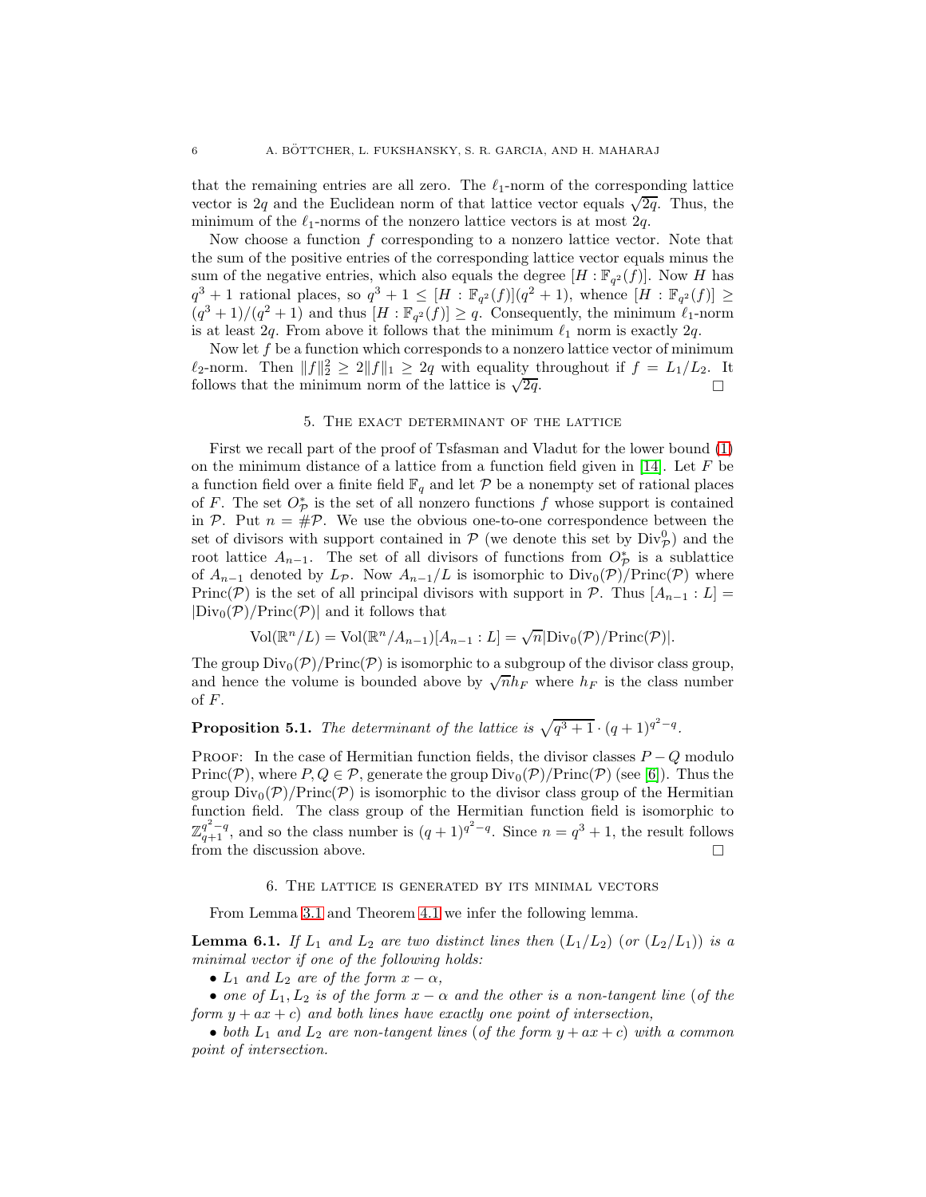that the remaining entries are all zero. The $\ell_1$-norm of the corresponding lattice vector is $2q$ and the Euclidean norm of that lattice vector equals $\sqrt{2q}$. Thus, the minimum of the $\ell_1$-norms of the nonzero lattice vectors is at most $2q$.

Now choose a function $f$ corresponding to a nonzero lattice vector. Note that the sum of the positive entries of the corresponding lattice vector equals minus the sum of the negative entries, which also equals the degree $[H : \mathbb{F}_{q^2}(f)]$. Now $H$ has $q^3 + 1$ rational places, so $q^3 + 1 \leq [H : \mathbb{F}_{q^2}(f)](q^2 + 1)$, whence $[H : \mathbb{F}_{q^2}(f)] \geq (q^3 + 1)/(q^2 + 1)$ and thus $[H : \mathbb{F}_{q^2}(f)] \geq q$. Consequently, the minimum $\ell_1$-norm is at least $2q$. From above it follows that the minimum $\ell_1$ norm is exactly $2q$.

Now let $f$ be a function which corresponds to a nonzero lattice vector of minimum $\ell_2$-norm. Then $\|f\|_2^2 \geq 2\|f\|_1 \geq 2q$ with equality throughout if $f = L_1/L_2$. It follows that the minimum norm of the lattice is $\sqrt{2q}$. □

## 5. The exact determinant of the lattice

First we recall part of the proof of Tsfasman and Vladut for the lower bound (1) on the minimum distance of a lattice from a function field given in [14]. Let $F$ be a function field over a finite field $\mathbb{F}_q$ and let $\mathcal{P}$ be a nonempty set of rational places of $F$. The set $O^*_{\mathcal{P}}$ is the set of all nonzero functions $f$ whose support is contained in $\mathcal{P}$. Put $n = \#\mathcal{P}$. We use the obvious one-to-one correspondence between the set of divisors with support contained in $\mathcal{P}$ (we denote this set by $\mathrm{Div}^0_{\mathcal{P}}$) and the root lattice $A_{n-1}$. The set of all divisors of functions from $O^*_{\mathcal{P}}$ is a sublattice of $A_{n-1}$ denoted by $L_{\mathcal{P}}$. Now $A_{n-1}/L$ is isomorphic to $\mathrm{Div}_0(\mathcal{P})/\mathrm{Princ}(\mathcal{P})$ where $\mathrm{Princ}(\mathcal{P})$ is the set of all principal divisors with support in $\mathcal{P}$. Thus $[A_{n-1} : L] = |\mathrm{Div}_0(\mathcal{P})/\mathrm{Princ}(\mathcal{P})|$ and it follows that

$$\mathrm{Vol}(\mathbb{R}^n/L) = \mathrm{Vol}(\mathbb{R}^n/A_{n-1})[A_{n-1} : L] = \sqrt{n}|\mathrm{Div}_0(\mathcal{P})/\mathrm{Princ}(\mathcal{P})|.$$

The group $\mathrm{Div}_0(\mathcal{P})/\mathrm{Princ}(\mathcal{P})$ is isomorphic to a subgroup of the divisor class group, and hence the volume is bounded above by $\sqrt{n}h_F$ where $h_F$ is the class number of $F$.

**Proposition 5.1.** *The determinant of the lattice is $\sqrt{q^3 + 1} \cdot (q + 1)^{q^2 - q}$.*

Proof: In the case of Hermitian function fields, the divisor classes $P - Q$ modulo $\mathrm{Princ}(\mathcal{P})$, where $P, Q \in \mathcal{P}$, generate the group $\mathrm{Div}_0(\mathcal{P})/\mathrm{Princ}(\mathcal{P})$ (see [6]). Thus the group $\mathrm{Div}_0(\mathcal{P})/\mathrm{Princ}(\mathcal{P})$ is isomorphic to the divisor class group of the Hermitian function field. The class group of the Hermitian function field is isomorphic to $\mathbb{Z}_{q+1}^{q^2-q}$, and so the class number is $(q + 1)^{q^2-q}$. Since $n = q^3 + 1$, the result follows from the discussion above. □

## 6. The lattice is generated by its minimal vectors

From Lemma 3.1 and Theorem 4.1 we infer the following lemma.

**Lemma 6.1.** *If $L_1$ and $L_2$ are two distinct lines then $(L_1/L_2)$ (or $(L_2/L_1)$) is a minimal vector if one of the following holds:*

- *$L_1$ and $L_2$ are of the form $x - \alpha$,*
- *one of $L_1, L_2$ is of the form $x - \alpha$ and the other is a non-tangent line (of the form $y + ax + c$) and both lines have exactly one point of intersection,*
- *both $L_1$ and $L_2$ are non-tangent lines (of the form $y + ax + c$) with a common point of intersection.*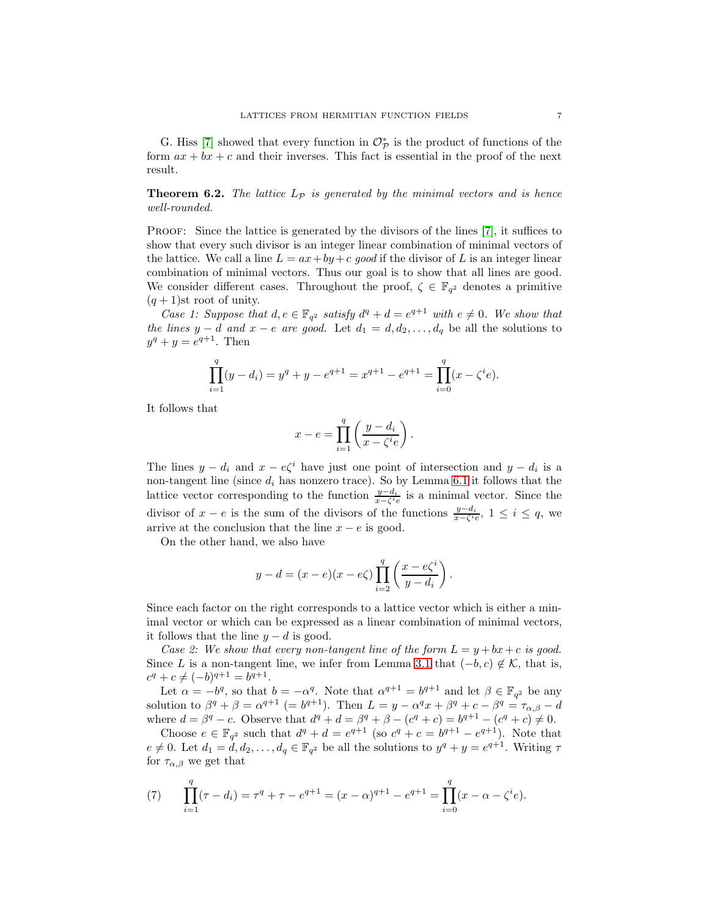G. Hiss [7] showed that every function in $\mathcal{O}_{\mathcal{P}}^*$ is the product of functions of the form $ax + bx + c$ and their inverses. This fact is essential in the proof of the next result.

**Theorem 6.2.** *The lattice $L_{\mathcal{P}}$ is generated by the minimal vectors and is hence well-rounded.*

Proof: Since the lattice is generated by the divisors of the lines [7], it suffices to show that every such divisor is an integer linear combination of minimal vectors of the lattice. We call a line $L = ax + by + c$ *good* if the divisor of $L$ is an integer linear combination of minimal vectors. Thus our goal is to show that all lines are good. We consider different cases. Throughout the proof, $\zeta \in \mathbb{F}_{q^2}$ denotes a primitive $(q+1)$st root of unity.

*Case 1: Suppose that $d, e \in \mathbb{F}_{q^2}$ satisfy $d^q + d = e^{q+1}$ with $e \neq 0$. We show that the lines $y - d$ and $x - e$ are good.* Let $d_1 = d, d_2, \ldots, d_q$ be all the solutions to $y^q + y = e^{q+1}$. Then

$$\prod_{i=1}^{q}(y - d_i) = y^q + y - e^{q+1} = x^{q+1} - e^{q+1} = \prod_{i=0}^{q}(x - \zeta^i e).$$

It follows that

$$x - e = \prod_{i=1}^{q}\left(\frac{y - d_i}{x - \zeta^i e}\right).$$

The lines $y - d_i$ and $x - e\zeta^i$ have just one point of intersection and $y - d_i$ is a non-tangent line (since $d_i$ has nonzero trace). So by Lemma 6.1 it follows that the lattice vector corresponding to the function $\frac{y-d_i}{x-\zeta^i e}$ is a minimal vector. Since the divisor of $x - e$ is the sum of the divisors of the functions $\frac{y-d_i}{x-\zeta^i e}$, $1 \leq i \leq q$, we arrive at the conclusion that the line $x - e$ is good.

On the other hand, we also have

$$y - d = (x - e)(x - e\zeta)\prod_{i=2}^{q}\left(\frac{x - e\zeta^i}{y - d_i}\right).$$

Since each factor on the right corresponds to a lattice vector which is either a minimal vector or which can be expressed as a linear combination of minimal vectors, it follows that the line $y - d$ is good.

*Case 2: We show that every non-tangent line of the form $L = y + bx + c$ is good.* Since $L$ is a non-tangent line, we infer from Lemma 3.1 that $(-b, c) \notin \mathcal{K}$, that is, $c^q + c \neq (-b)^{q+1} = b^{q+1}$.

Let $\alpha = -b^q$, so that $b = -\alpha^q$. Note that $\alpha^{q+1} = b^{q+1}$ and let $\beta \in \mathbb{F}_{q^2}$ be any solution to $\beta^q + \beta = \alpha^{q+1}$ $(= b^{q+1})$. Then $L = y - \alpha^q x + \beta^q + c - \beta^q = \tau_{\alpha,\beta} - d$ where $d = \beta^q - c$. Observe that $d^q + d = \beta^q + \beta - (c^q + c) = b^{q+1} - (c^q + c) \neq 0$.

Choose $e \in \mathbb{F}_{q^2}$ such that $d^q + d = e^{q+1}$ (so $c^q + c = b^{q+1} - e^{q+1}$). Note that $e \neq 0$. Let $d_1 = d, d_2, \ldots, d_q \in \mathbb{F}_{q^2}$ be all the solutions to $y^q + y = e^{q+1}$. Writing $\tau$ for $\tau_{\alpha,\beta}$ we get that

$$\prod_{i=1}^{q}(\tau - d_i) = \tau^q + \tau - e^{q+1} = (x - \alpha)^{q+1} - e^{q+1} = \prod_{i=0}^{q}(x - \alpha - \zeta^i e). \tag{7}$$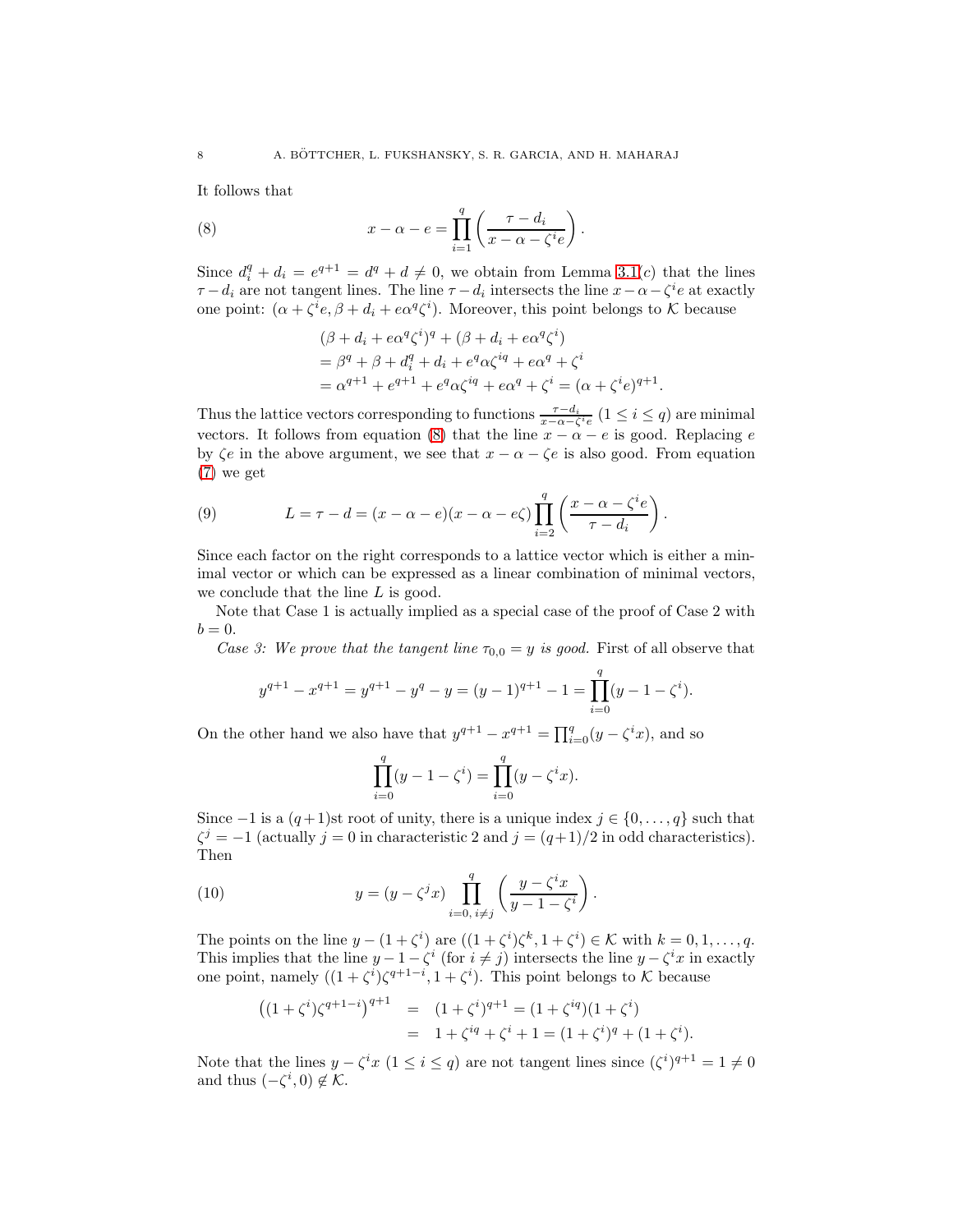It follows that

$$x - \alpha - e = \prod_{i=1}^{q} \left( \frac{\tau - d_i}{x - \alpha - \zeta^i e} \right). \tag{8}$$

Since $d_i^q + d_i = e^{q+1} = d^q + d \neq 0$, we obtain from Lemma 3.1($c$) that the lines $\tau - d_i$ are not tangent lines. The line $\tau - d_i$ intersects the line $x - \alpha - \zeta^i e$ at exactly one point: $(\alpha + \zeta^i e, \beta + d_i + e\alpha^q \zeta^i)$. Moreover, this point belongs to $\mathcal{K}$ because

$$\begin{aligned}
&(\beta + d_i + e\alpha^q\zeta^i)^q + (\beta + d_i + e\alpha^q\zeta^i) \\
&= \beta^q + \beta + d_i^q + d_i + e^q\alpha\zeta^{iq} + e\alpha^q + \zeta^i \\
&= \alpha^{q+1} + e^{q+1} + e^q\alpha\zeta^{iq} + e\alpha^q + \zeta^i = (\alpha + \zeta^i e)^{q+1}.
\end{aligned}$$

Thus the lattice vectors corresponding to functions $\frac{\tau - d_i}{x - \alpha - \zeta^i e}$ ($1 \le i \le q$) are minimal vectors. It follows from equation (8) that the line $x - \alpha - e$ is good. Replacing $e$ by $\zeta e$ in the above argument, we see that $x - \alpha - \zeta e$ is also good. From equation (7) we get

$$L = \tau - d = (x - \alpha - e)(x - \alpha - e\zeta) \prod_{i=2}^{q} \left( \frac{x - \alpha - \zeta^i e}{\tau - d_i} \right). \tag{9}$$

Since each factor on the right corresponds to a lattice vector which is either a minimal vector or which can be expressed as a linear combination of minimal vectors, we conclude that the line $L$ is good.

Note that Case 1 is actually implied as a special case of the proof of Case 2 with $b = 0$.

*Case 3: We prove that the tangent line $\tau_{0,0} = y$ is good.* First of all observe that

$$y^{q+1} - x^{q+1} = y^{q+1} - y^q - y = (y-1)^{q+1} - 1 = \prod_{i=0}^{q} (y - 1 - \zeta^i).$$

On the other hand we also have that $y^{q+1} - x^{q+1} = \prod_{i=0}^{q} (y - \zeta^i x)$, and so

$$\prod_{i=0}^{q} (y - 1 - \zeta^i) = \prod_{i=0}^{q} (y - \zeta^i x).$$

Since $-1$ is a $(q+1)$st root of unity, there is a unique index $j \in \{0, \ldots, q\}$ such that $\zeta^j = -1$ (actually $j = 0$ in characteristic 2 and $j = (q+1)/2$ in odd characteristics). Then

$$y = (y - \zeta^j x) \prod_{i=0,\, i \neq j}^{q} \left( \frac{y - \zeta^i x}{y - 1 - \zeta^i} \right). \tag{10}$$

The points on the line $y - (1 + \zeta^i)$ are $((1 + \zeta^i)\zeta^k, 1 + \zeta^i) \in \mathcal{K}$ with $k = 0, 1, \ldots, q$. This implies that the line $y - 1 - \zeta^i$ (for $i \neq j$) intersects the line $y - \zeta^i x$ in exactly one point, namely $((1 + \zeta^i)\zeta^{q+1-i}, 1 + \zeta^i)$. This point belongs to $\mathcal{K}$ because

$$\begin{aligned}
\left((1 + \zeta^i)\zeta^{q+1-i}\right)^{q+1} &= (1 + \zeta^i)^{q+1} = (1 + \zeta^{iq})(1 + \zeta^i) \\
&= 1 + \zeta^{iq} + \zeta^i + 1 = (1 + \zeta^i)^q + (1 + \zeta^i).
\end{aligned}$$

Note that the lines $y - \zeta^i x$ ($1 \le i \le q$) are not tangent lines since $(\zeta^i)^{q+1} = 1 \neq 0$ and thus $(-\zeta^i, 0) \notin \mathcal{K}$.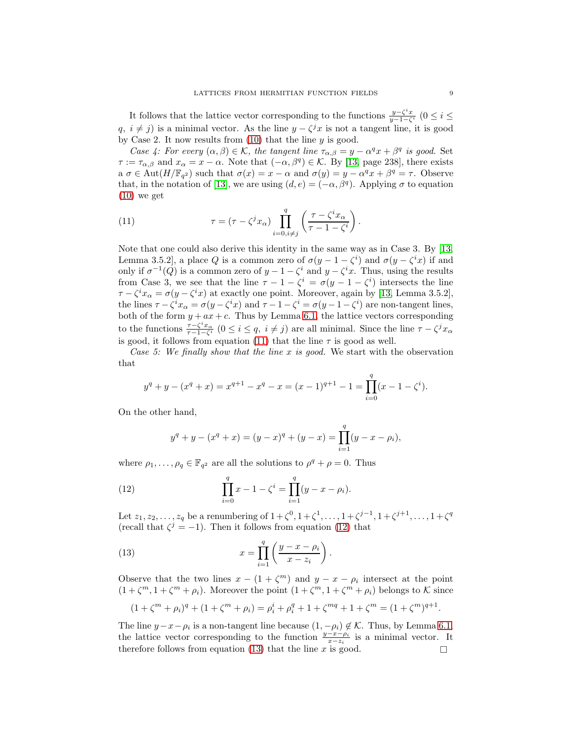It follows that the lattice vector corresponding to the functions $\frac{y-\zeta^i x}{y-1-\zeta^i}$ $(0 \le i \le q,\ i \ne j)$ is a minimal vector. As the line $y - \zeta^j x$ is not a tangent line, it is good by Case 2. It now results from (10) that the line $y$ is good.

*Case 4: For every $(\alpha, \beta) \in \mathcal{K}$, the tangent line $\tau_{\alpha,\beta} = y - \alpha^q x + \beta^q$ is good.* Set $\tau := \tau_{\alpha,\beta}$ and $x_\alpha = x - \alpha$. Note that $(-\alpha, \beta^q) \in \mathcal{K}$. By [13, page 238], there exists a $\sigma \in \mathrm{Aut}(H/\mathbb{F}_{q^2})$ such that $\sigma(x) = x - \alpha$ and $\sigma(y) = y - \alpha^q x + \beta^q = \tau$. Observe that, in the notation of [13], we are using $(d, e) = (-\alpha, \beta^q)$. Applying $\sigma$ to equation (10) we get

$$\tau = (\tau - \zeta^j x_\alpha) \prod_{i=0, i\ne j}^{q} \left( \frac{\tau - \zeta^i x_\alpha}{\tau - 1 - \zeta^i} \right). \tag{11}$$

Note that one could also derive this identity in the same way as in Case 3. By [13, Lemma 3.5.2], a place $Q$ is a common zero of $\sigma(y - 1 - \zeta^i)$ and $\sigma(y - \zeta^i x)$ if and only if $\sigma^{-1}(Q)$ is a common zero of $y - 1 - \zeta^i$ and $y - \zeta^i x$. Thus, using the results from Case 3, we see that the line $\tau - 1 - \zeta^i = \sigma(y - 1 - \zeta^i)$ intersects the line $\tau - \zeta^i x_\alpha = \sigma(y - \zeta^i x)$ at exactly one point. Moreover, again by [13, Lemma 3.5.2], the lines $\tau - \zeta^i x_\alpha = \sigma(y - \zeta^i x)$ and $\tau - 1 - \zeta^i = \sigma(y - 1 - \zeta^i)$ are non-tangent lines, both of the form $y + ax + c$. Thus by Lemma 6.1, the lattice vectors corresponding to the functions $\frac{\tau - \zeta^i x_\alpha}{\tau - 1 - \zeta^i}$ $(0 \le i \le q,\ i \ne j)$ are all minimal. Since the line $\tau - \zeta^j x_\alpha$ is good, it follows from equation (11) that the line $\tau$ is good as well.

*Case 5: We finally show that the line $x$ is good.* We start with the observation that

$$y^q + y - (x^q + x) = x^{q+1} - x^q - x = (x-1)^{q+1} - 1 = \prod_{i=0}^{q} (x - 1 - \zeta^i).$$

On the other hand,

$$y^q + y - (x^q + x) = (y - x)^q + (y - x) = \prod_{i=1}^{q} (y - x - \rho_i),$$

where $\rho_1, \dots, \rho_q \in \mathbb{F}_{q^2}$ are all the solutions to $\rho^q + \rho = 0$. Thus

$$\prod_{i=0}^{q} x - 1 - \zeta^i = \prod_{i=1}^{q} (y - x - \rho_i). \tag{12}$$

Let $z_1, z_2, \dots, z_q$ be a renumbering of $1+\zeta^0, 1+\zeta^1, \dots, 1+\zeta^{j-1}, 1+\zeta^{j+1}, \dots, 1+\zeta^q$ (recall that $\zeta^j = -1$). Then it follows from equation (12) that

$$x = \prod_{i=1}^{q} \left( \frac{y - x - \rho_i}{x - z_i} \right). \tag{13}$$

Observe that the two lines $x - (1 + \zeta^m)$ and $y - x - \rho_i$ intersect at the point $(1 + \zeta^m, 1 + \zeta^m + \rho_i)$. Moreover the point $(1 + \zeta^m, 1 + \zeta^m + \rho_i)$ belongs to $\mathcal{K}$ since

$$(1 + \zeta^m + \rho_i)^q + (1 + \zeta^m + \rho_i) = \rho_i^i + \rho_i^q + 1 + \zeta^{mq} + 1 + \zeta^m = (1 + \zeta^m)^{q+1}.$$

The line $y - x - \rho_i$ is a non-tangent line because $(1, -\rho_i) \notin \mathcal{K}$. Thus, by Lemma 6.1, the lattice vector corresponding to the function $\frac{y - x - \rho_i}{x - z_i}$ is a minimal vector. It therefore follows from equation (13) that the line $x$ is good. $\square$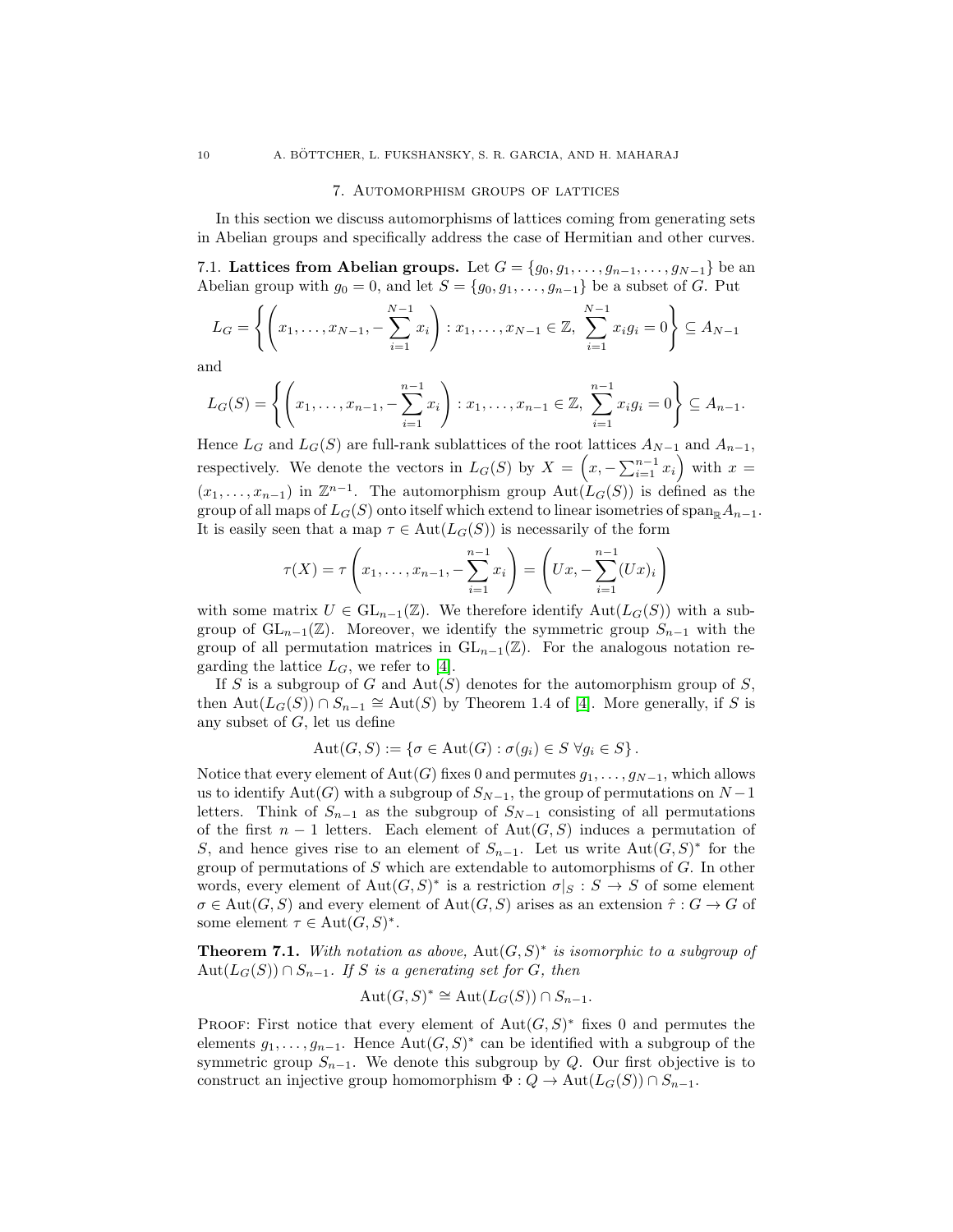## 7. Automorphism groups of lattices

In this section we discuss automorphisms of lattices coming from generating sets in Abelian groups and specifically address the case of Hermitian and other curves.

### 7.1. Lattices from Abelian groups.

Let $G = \{g_0, g_1, \ldots, g_{n-1}, \ldots, g_{N-1}\}$ be an Abelian group with $g_0 = 0$, and let $S = \{g_0, g_1, \ldots, g_{n-1}\}$ be a subset of $G$. Put

$$L_G = \left\{ \left( x_1, \ldots, x_{N-1}, -\sum_{i=1}^{N-1} x_i \right) : x_1, \ldots, x_{N-1} \in \mathbb{Z},\ \sum_{i=1}^{N-1} x_i g_i = 0 \right\} \subseteq A_{N-1}$$

and

$$L_G(S) = \left\{ \left( x_1, \ldots, x_{n-1}, -\sum_{i=1}^{n-1} x_i \right) : x_1, \ldots, x_{n-1} \in \mathbb{Z},\ \sum_{i=1}^{n-1} x_i g_i = 0 \right\} \subseteq A_{n-1}.$$

Hence $L_G$ and $L_G(S)$ are full-rank sublattices of the root lattices $A_{N-1}$ and $A_{n-1}$, respectively. We denote the vectors in $L_G(S)$ by $X = \left(x, -\sum_{i=1}^{n-1} x_i\right)$ with $x = (x_1, \ldots, x_{n-1})$ in $\mathbb{Z}^{n-1}$. The automorphism group $\operatorname{Aut}(L_G(S))$ is defined as the group of all maps of $L_G(S)$ onto itself which extend to linear isometries of $\operatorname{span}_{\mathbb{R}} A_{n-1}$. It is easily seen that a map $\tau \in \operatorname{Aut}(L_G(S))$ is necessarily of the form

$$\tau(X) = \tau\left( x_1, \ldots, x_{n-1}, -\sum_{i=1}^{n-1} x_i \right) = \left( Ux, -\sum_{i=1}^{n-1} (Ux)_i \right)$$

with some matrix $U \in \mathrm{GL}_{n-1}(\mathbb{Z})$. We therefore identify $\operatorname{Aut}(L_G(S))$ with a subgroup of $\mathrm{GL}_{n-1}(\mathbb{Z})$. Moreover, we identify the symmetric group $S_{n-1}$ with the group of all permutation matrices in $\mathrm{GL}_{n-1}(\mathbb{Z})$. For the analogous notation regarding the lattice $L_G$, we refer to [4].

If $S$ is a subgroup of $G$ and $\operatorname{Aut}(S)$ denotes for the automorphism group of $S$, then $\operatorname{Aut}(L_G(S)) \cap S_{n-1} \cong \operatorname{Aut}(S)$ by Theorem 1.4 of [4]. More generally, if $S$ is any subset of $G$, let us define

$$\operatorname{Aut}(G, S) := \{ \sigma \in \operatorname{Aut}(G) : \sigma(g_i) \in S\ \forall g_i \in S \}.$$

Notice that every element of $\operatorname{Aut}(G)$ fixes 0 and permutes $g_1, \ldots, g_{N-1}$, which allows us to identify $\operatorname{Aut}(G)$ with a subgroup of $S_{N-1}$, the group of permutations on $N-1$ letters. Think of $S_{n-1}$ as the subgroup of $S_{N-1}$ consisting of all permutations of the first $n-1$ letters. Each element of $\operatorname{Aut}(G, S)$ induces a permutation of $S$, and hence gives rise to an element of $S_{n-1}$. Let us write $\operatorname{Aut}(G, S)^*$ for the group of permutations of $S$ which are extendable to automorphisms of $G$. In other words, every element of $\operatorname{Aut}(G, S)^*$ is a restriction $\sigma|_S : S \to S$ of some element $\sigma \in \operatorname{Aut}(G, S)$ and every element of $\operatorname{Aut}(G, S)$ arises as an extension $\hat{\tau} : G \to G$ of some element $\tau \in \operatorname{Aut}(G, S)^*$.

**Theorem 7.1.** *With notation as above,* $\operatorname{Aut}(G, S)^*$ *is isomorphic to a subgroup of* $\operatorname{Aut}(L_G(S)) \cap S_{n-1}$. *If* $S$ *is a generating set for* $G$, *then*

$$\operatorname{Aut}(G, S)^* \cong \operatorname{Aut}(L_G(S)) \cap S_{n-1}.$$

Proof: First notice that every element of $\operatorname{Aut}(G, S)^*$ fixes 0 and permutes the elements $g_1, \ldots, g_{n-1}$. Hence $\operatorname{Aut}(G, S)^*$ can be identified with a subgroup of the symmetric group $S_{n-1}$. We denote this subgroup by $Q$. Our first objective is to construct an injective group homomorphism $\Phi : Q \to \operatorname{Aut}(L_G(S)) \cap S_{n-1}$.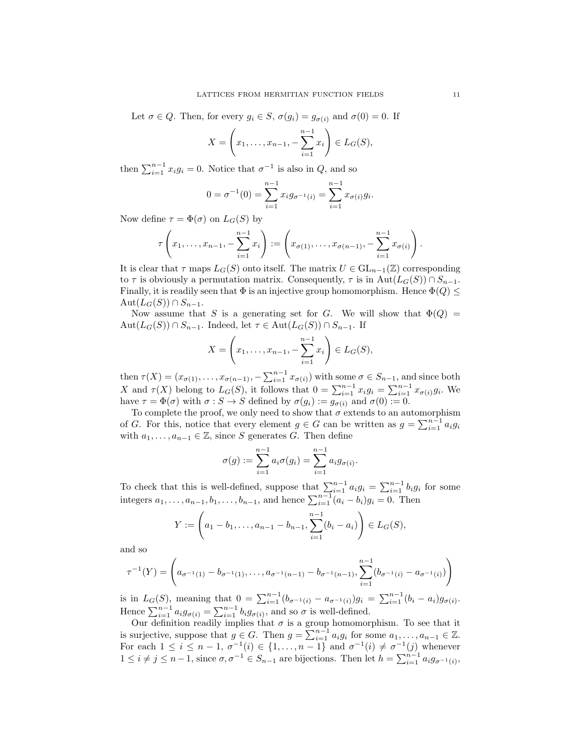Let $\sigma \in Q$. Then, for every $g_i \in S$, $\sigma(g_i) = g_{\sigma(i)}$ and $\sigma(0) = 0$. If

$$X = \left( x_1, \ldots, x_{n-1}, -\sum_{i=1}^{n-1} x_i \right) \in L_G(S),$$

then $\sum_{i=1}^{n-1} x_i g_i = 0$. Notice that $\sigma^{-1}$ is also in $Q$, and so

$$0 = \sigma^{-1}(0) = \sum_{i=1}^{n-1} x_i g_{\sigma^{-1}(i)} = \sum_{i=1}^{n-1} x_{\sigma(i)} g_i.$$

Now define $\tau = \Phi(\sigma)$ on $L_G(S)$ by

$$\tau \left( x_1, \ldots, x_{n-1}, -\sum_{i=1}^{n-1} x_i \right) := \left( x_{\sigma(1)}, \ldots, x_{\sigma(n-1)}, -\sum_{i=1}^{n-1} x_{\sigma(i)} \right).$$

It is clear that $\tau$ maps $L_G(S)$ onto itself. The matrix $U \in \mathrm{GL}_{n-1}(\mathbb{Z})$ corresponding to $\tau$ is obviously a permutation matrix. Consequently, $\tau$ is in $\mathrm{Aut}(L_G(S)) \cap S_{n-1}$. Finally, it is readily seen that $\Phi$ is an injective group homomorphism. Hence $\Phi(Q) \leq \mathrm{Aut}(L_G(S)) \cap S_{n-1}$.

Now assume that $S$ is a generating set for $G$. We will show that $\Phi(Q) = \mathrm{Aut}(L_G(S)) \cap S_{n-1}$. Indeed, let $\tau \in \mathrm{Aut}(L_G(S)) \cap S_{n-1}$. If

$$X = \left( x_1, \ldots, x_{n-1}, -\sum_{i=1}^{n-1} x_i \right) \in L_G(S),$$

then $\tau(X) = (x_{\sigma(1)}, \ldots, x_{\sigma(n-1)}, -\sum_{i=1}^{n-1} x_{\sigma(i)})$ with some $\sigma \in S_{n-1}$, and since both $X$ and $\tau(X)$ belong to $L_G(S)$, it follows that $0 = \sum_{i=1}^{n-1} x_i g_i = \sum_{i=1}^{n-1} x_{\sigma(i)} g_i$. We have $\tau = \Phi(\sigma)$ with $\sigma : S \to S$ defined by $\sigma(g_i) := g_{\sigma(i)}$ and $\sigma(0) := 0$.

To complete the proof, we only need to show that $\sigma$ extends to an automorphism of $G$. For this, notice that every element $g \in G$ can be written as $g = \sum_{i=1}^{n-1} a_i g_i$ with $a_1, \ldots, a_{n-1} \in \mathbb{Z}$, since $S$ generates $G$. Then define

$$\sigma(g) := \sum_{i=1}^{n-1} a_i \sigma(g_i) = \sum_{i=1}^{n-1} a_i g_{\sigma(i)}.$$

To check that this is well-defined, suppose that $\sum_{i=1}^{n-1} a_i g_i = \sum_{i=1}^{n-1} b_i g_i$ for some integers $a_1, \ldots, a_{n-1}, b_1, \ldots, b_{n-1}$, and hence $\sum_{i=1}^{n-1} (a_i - b_i) g_i = 0$. Then

$$Y := \left( a_1 - b_1, \ldots, a_{n-1} - b_{n-1}, \sum_{i=1}^{n-1} (b_i - a_i) \right) \in L_G(S),$$

and so

$$\tau^{-1}(Y) = \left( a_{\sigma^{-1}(1)} - b_{\sigma^{-1}(1)}, \ldots, a_{\sigma^{-1}(n-1)} - b_{\sigma^{-1}(n-1)}, \sum_{i=1}^{n-1} (b_{\sigma^{-1}(i)} - a_{\sigma^{-1}(i)}) \right)$$

is in $L_G(S)$, meaning that $0 = \sum_{i=1}^{n-1} (b_{\sigma^{-1}(i)} - a_{\sigma^{-1}(i)}) g_i = \sum_{i=1}^{n-1} (b_i - a_i) g_{\sigma(i)}$. Hence $\sum_{i=1}^{n-1} a_i g_{\sigma(i)} = \sum_{i=1}^{n-1} b_i g_{\sigma(i)}$, and so $\sigma$ is well-defined.

Our definition readily implies that $\sigma$ is a group homomorphism. To see that it is surjective, suppose that $g \in G$. Then $g = \sum_{i=1}^{n-1} a_i g_i$ for some $a_1, \ldots, a_{n-1} \in \mathbb{Z}$. For each $1 \leq i \leq n-1$, $\sigma^{-1}(i) \in \{1, \ldots, n-1\}$ and $\sigma^{-1}(i) \neq \sigma^{-1}(j)$ whenever $1 \leq i \neq j \leq n-1$, since $\sigma, \sigma^{-1} \in S_{n-1}$ are bijections. Then let $h = \sum_{i=1}^{n-1} a_i g_{\sigma^{-1}(i)}$,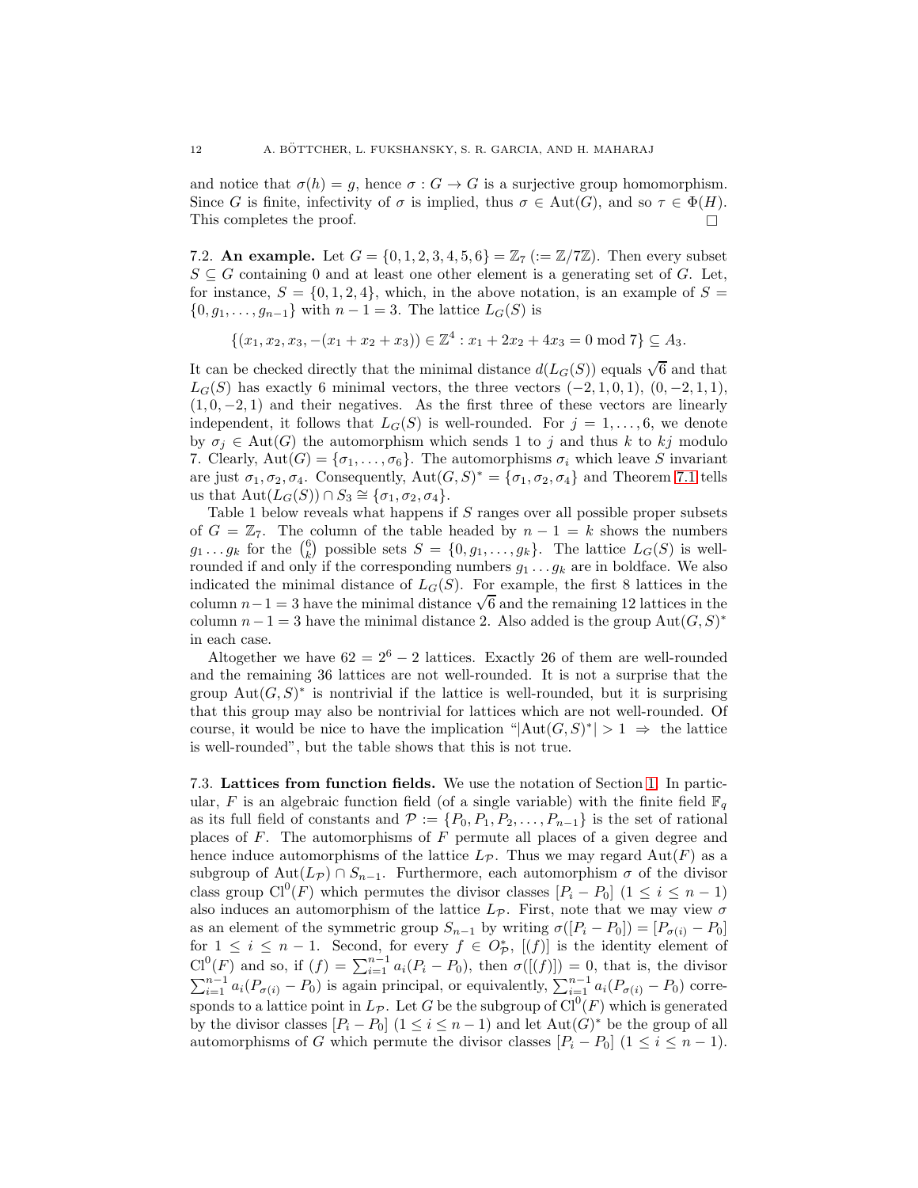and notice that $\sigma(h) = g$, hence $\sigma : G \to G$ is a surjective group homomorphism. Since $G$ is finite, infectivity of $\sigma$ is implied, thus $\sigma \in \mathrm{Aut}(G)$, and so $\tau \in \Phi(H)$. This completes the proof. $\square$

7.2. **An example.** Let $G = \{0, 1, 2, 3, 4, 5, 6\} = \mathbb{Z}_7$ ($:= \mathbb{Z}/7\mathbb{Z}$). Then every subset $S \subseteq G$ containing 0 and at least one other element is a generating set of $G$. Let, for instance, $S = \{0, 1, 2, 4\}$, which, in the above notation, is an example of $S = \{0, g_1, \ldots, g_{n-1}\}$ with $n - 1 = 3$. The lattice $L_G(S)$ is

$$\{(x_1, x_2, x_3, -(x_1 + x_2 + x_3)) \in \mathbb{Z}^4 : x_1 + 2x_2 + 4x_3 = 0 \bmod 7\} \subseteq A_3.$$

It can be checked directly that the minimal distance $d(L_G(S))$ equals $\sqrt{6}$ and that $L_G(S)$ has exactly 6 minimal vectors, the three vectors $(-2, 1, 0, 1)$, $(0, -2, 1, 1)$, $(1, 0, -2, 1)$ and their negatives. As the first three of these vectors are linearly independent, it follows that $L_G(S)$ is well-rounded. For $j = 1, \ldots, 6$, we denote by $\sigma_j \in \mathrm{Aut}(G)$ the automorphism which sends 1 to $j$ and thus $k$ to $kj$ modulo 7. Clearly, $\mathrm{Aut}(G) = \{\sigma_1, \ldots, \sigma_6\}$. The automorphisms $\sigma_i$ which leave $S$ invariant are just $\sigma_1, \sigma_2, \sigma_4$. Consequently, $\mathrm{Aut}(G, S)^* = \{\sigma_1, \sigma_2, \sigma_4\}$ and Theorem 7.1 tells us that $\mathrm{Aut}(L_G(S)) \cap S_3 \cong \{\sigma_1, \sigma_2, \sigma_4\}$.

Table 1 below reveals what happens if $S$ ranges over all possible proper subsets of $G = \mathbb{Z}_7$. The column of the table headed by $n - 1 = k$ shows the numbers $g_1 \ldots g_k$ for the $\binom{6}{k}$ possible sets $S = \{0, g_1, \ldots, g_k\}$. The lattice $L_G(S)$ is well-rounded if and only if the corresponding numbers $g_1 \ldots g_k$ are in boldface. We also indicated the minimal distance of $L_G(S)$. For example, the first 8 lattices in the column $n-1 = 3$ have the minimal distance $\sqrt{6}$ and the remaining 12 lattices in the column $n - 1 = 3$ have the minimal distance 2. Also added is the group $\mathrm{Aut}(G, S)^*$ in each case.

Altogether we have $62 = 2^6 - 2$ lattices. Exactly 26 of them are well-rounded and the remaining 36 lattices are not well-rounded. It is not a surprise that the group $\mathrm{Aut}(G, S)^*$ is nontrivial if the lattice is well-rounded, but it is surprising that this group may also be nontrivial for lattices which are not well-rounded. Of course, it would be nice to have the implication "$|\mathrm{Aut}(G, S)^*| > 1 \;\Rightarrow\;$ the lattice is well-rounded", but the table shows that this is not true.

7.3. **Lattices from function fields.** We use the notation of Section 1. In particular, $F$ is an algebraic function field (of a single variable) with the finite field $\mathbb{F}_q$ as its full field of constants and $\mathcal{P} := \{P_0, P_1, P_2, \ldots, P_{n-1}\}$ is the set of rational places of $F$. The automorphisms of $F$ permute all places of a given degree and hence induce automorphisms of the lattice $L_{\mathcal{P}}$. Thus we may regard $\mathrm{Aut}(F)$ as a subgroup of $\mathrm{Aut}(L_{\mathcal{P}}) \cap S_{n-1}$. Furthermore, each automorphism $\sigma$ of the divisor class group $\mathrm{Cl}^0(F)$ which permutes the divisor classes $[P_i - P_0]$ $(1 \le i \le n - 1)$ also induces an automorphism of the lattice $L_{\mathcal{P}}$. First, note that we may view $\sigma$ as an element of the symmetric group $S_{n-1}$ by writing $\sigma([P_i - P_0]) = [P_{\sigma(i)} - P_0]$ for $1 \le i \le n - 1$. Second, for every $f \in O^*_{\mathcal{P}}$, $[(f)]$ is the identity element of $\mathrm{Cl}^0(F)$ and so, if $(f) = \sum_{i=1}^{n-1} a_i(P_i - P_0)$, then $\sigma([(f)]) = 0$, that is, the divisor $\sum_{i=1}^{n-1} a_i(P_{\sigma(i)} - P_0)$ is again principal, or equivalently, $\sum_{i=1}^{n-1} a_i(P_{\sigma(i)} - P_0)$ corresponds to a lattice point in $L_{\mathcal{P}}$. Let $G$ be the subgroup of $\mathrm{Cl}^0(F)$ which is generated by the divisor classes $[P_i - P_0]$ $(1 \le i \le n - 1)$ and let $\mathrm{Aut}(G)^*$ be the group of all automorphisms of $G$ which permute the divisor classes $[P_i - P_0]$ $(1 \le i \le n - 1)$.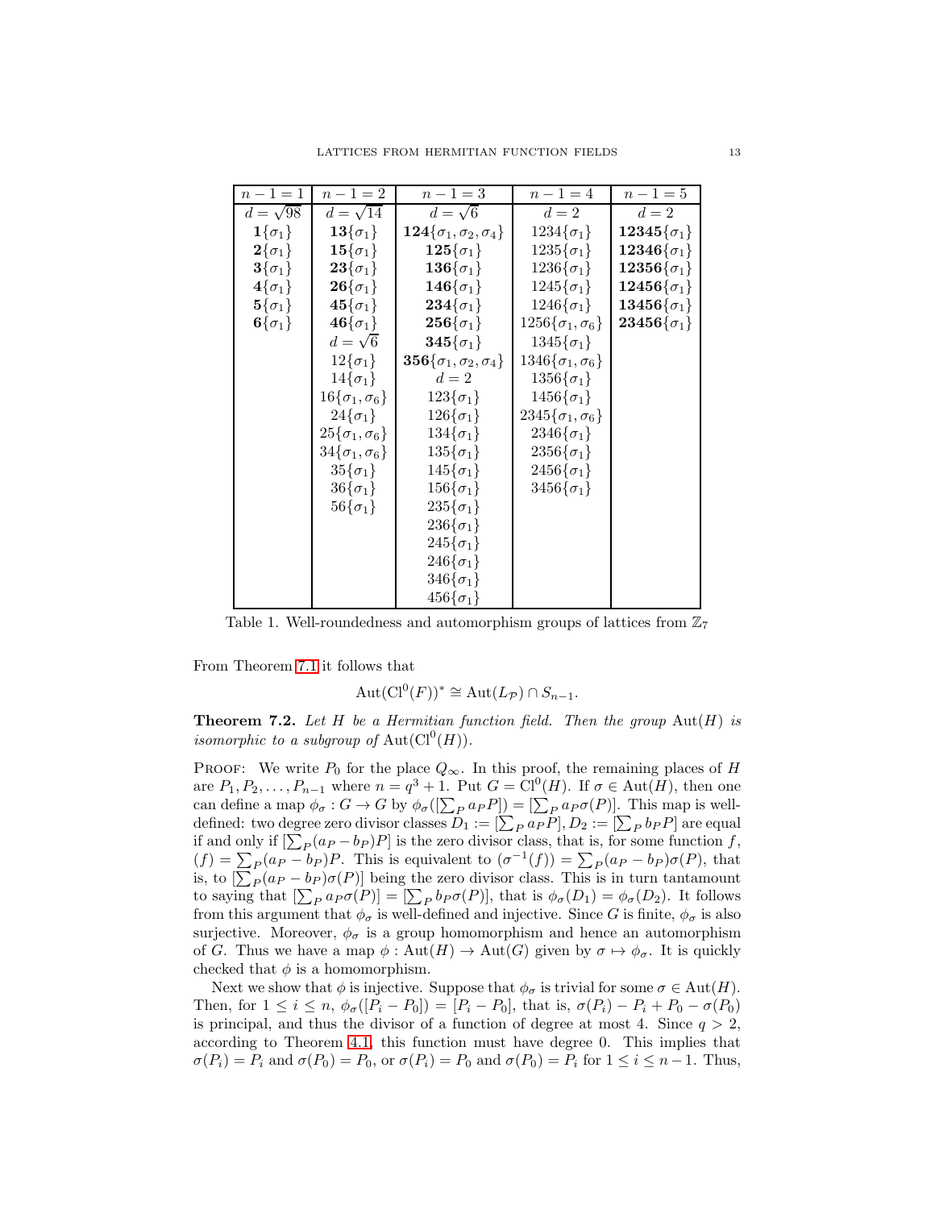| $n-1=1$ | $n-1=2$ | $n-1=3$ | $n-1=4$ | $n-1=5$ |
|---|---|---|---|---|
| $d=\sqrt{98}$ | $d=\sqrt{14}$ | $d=\sqrt{6}$ | $d=2$ | $d=2$ |
| $\mathbf{1}\{\sigma_1\}$ | $\mathbf{13}\{\sigma_1\}$ | $\mathbf{124}\{\sigma_1,\sigma_2,\sigma_4\}$ | $1234\{\sigma_1\}$ | $\mathbf{12345}\{\sigma_1\}$ |
| $\mathbf{2}\{\sigma_1\}$ | $\mathbf{15}\{\sigma_1\}$ | $\mathbf{125}\{\sigma_1\}$ | $1235\{\sigma_1\}$ | $\mathbf{12346}\{\sigma_1\}$ |
| $\mathbf{3}\{\sigma_1\}$ | $\mathbf{23}\{\sigma_1\}$ | $\mathbf{136}\{\sigma_1\}$ | $1236\{\sigma_1\}$ | $\mathbf{12356}\{\sigma_1\}$ |
| $\mathbf{4}\{\sigma_1\}$ | $\mathbf{26}\{\sigma_1\}$ | $\mathbf{146}\{\sigma_1\}$ | $1245\{\sigma_1\}$ | $\mathbf{12456}\{\sigma_1\}$ |
| $\mathbf{5}\{\sigma_1\}$ | $\mathbf{45}\{\sigma_1\}$ | $\mathbf{234}\{\sigma_1\}$ | $1246\{\sigma_1\}$ | $\mathbf{13456}\{\sigma_1\}$ |
| $\mathbf{6}\{\sigma_1\}$ | $\mathbf{46}\{\sigma_1\}$ | $\mathbf{256}\{\sigma_1\}$ | $1256\{\sigma_1,\sigma_6\}$ | $\mathbf{23456}\{\sigma_1\}$ |
| | $d=\sqrt{6}$ | $\mathbf{345}\{\sigma_1\}$ | $1345\{\sigma_1\}$ | |
| | $12\{\sigma_1\}$ | $\mathbf{356}\{\sigma_1,\sigma_2,\sigma_4\}$ | $1346\{\sigma_1,\sigma_6\}$ | |
| | $14\{\sigma_1\}$ | $d=2$ | $1356\{\sigma_1\}$ | |
| | $16\{\sigma_1,\sigma_6\}$ | $123\{\sigma_1\}$ | $1456\{\sigma_1\}$ | |
| | $24\{\sigma_1\}$ | $126\{\sigma_1\}$ | $2345\{\sigma_1,\sigma_6\}$ | |
| | $25\{\sigma_1,\sigma_6\}$ | $134\{\sigma_1\}$ | $2346\{\sigma_1\}$ | |
| | $34\{\sigma_1,\sigma_6\}$ | $135\{\sigma_1\}$ | $2356\{\sigma_1\}$ | |
| | $35\{\sigma_1\}$ | $145\{\sigma_1\}$ | $2456\{\sigma_1\}$ | |
| | $36\{\sigma_1\}$ | $156\{\sigma_1\}$ | $3456\{\sigma_1\}$ | |
| | $56\{\sigma_1\}$ | $235\{\sigma_1\}$ | | |
| | | $236\{\sigma_1\}$ | | |
| | | $245\{\sigma_1\}$ | | |
| | | $246\{\sigma_1\}$ | | |
| | | $346\{\sigma_1\}$ | | |
| | | $456\{\sigma_1\}$ | | |

Table 1. Well-roundedness and automorphism groups of lattices from $\mathbb{Z}_7$

From Theorem 7.1 it follows that

$$\mathrm{Aut}(\mathrm{Cl}^0(F))^* \cong \mathrm{Aut}(L_{\mathcal{P}}) \cap S_{n-1}.$$

**Theorem 7.2.** *Let $H$ be a Hermitian function field. Then the group $\mathrm{Aut}(H)$ is isomorphic to a subgroup of $\mathrm{Aut}(\mathrm{Cl}^0(H))$.*

Proof: We write $P_0$ for the place $Q_\infty$. In this proof, the remaining places of $H$ are $P_1, P_2, \ldots, P_{n-1}$ where $n = q^3+1$. Put $G = \mathrm{Cl}^0(H)$. If $\sigma \in \mathrm{Aut}(H)$, then one can define a map $\phi_\sigma : G \to G$ by $\phi_\sigma([\sum_P a_P P]) = [\sum_P a_P \sigma(P)]$. This map is well-defined: two degree zero divisor classes $D_1 := [\sum_P a_P P], D_2 := [\sum_P b_P P]$ are equal if and only if $[\sum_P (a_P - b_P)P]$ is the zero divisor class, that is, for some function $f$, $(f) = \sum_P (a_P - b_P)P$. This is equivalent to $(\sigma^{-1}(f)) = \sum_P (a_P - b_P)\sigma(P)$, that is, to $[\sum_P (a_P - b_P)\sigma(P)]$ being the zero divisor class. This is in turn tantamount to saying that $[\sum_P a_P\sigma(P)] = [\sum_P b_P\sigma(P)]$, that is $\phi_\sigma(D_1) = \phi_\sigma(D_2)$. It follows from this argument that $\phi_\sigma$ is well-defined and injective. Since $G$ is finite, $\phi_\sigma$ is also surjective. Moreover, $\phi_\sigma$ is a group homomorphism and hence an automorphism of $G$. Thus we have a map $\phi : \mathrm{Aut}(H) \to \mathrm{Aut}(G)$ given by $\sigma \mapsto \phi_\sigma$. It is quickly checked that $\phi$ is a homomorphism.

Next we show that $\phi$ is injective. Suppose that $\phi_\sigma$ is trivial for some $\sigma \in \mathrm{Aut}(H)$. Then, for $1 \le i \le n$, $\phi_\sigma([P_i - P_0]) = [P_i - P_0]$, that is, $\sigma(P_i) - P_i + P_0 - \sigma(P_0)$ is principal, and thus the divisor of a function of degree at most 4. Since $q > 2$, according to Theorem 4.1, this function must have degree 0. This implies that $\sigma(P_i) = P_i$ and $\sigma(P_0) = P_0$, or $\sigma(P_i) = P_0$ and $\sigma(P_0) = P_i$ for $1 \le i \le n-1$. Thus,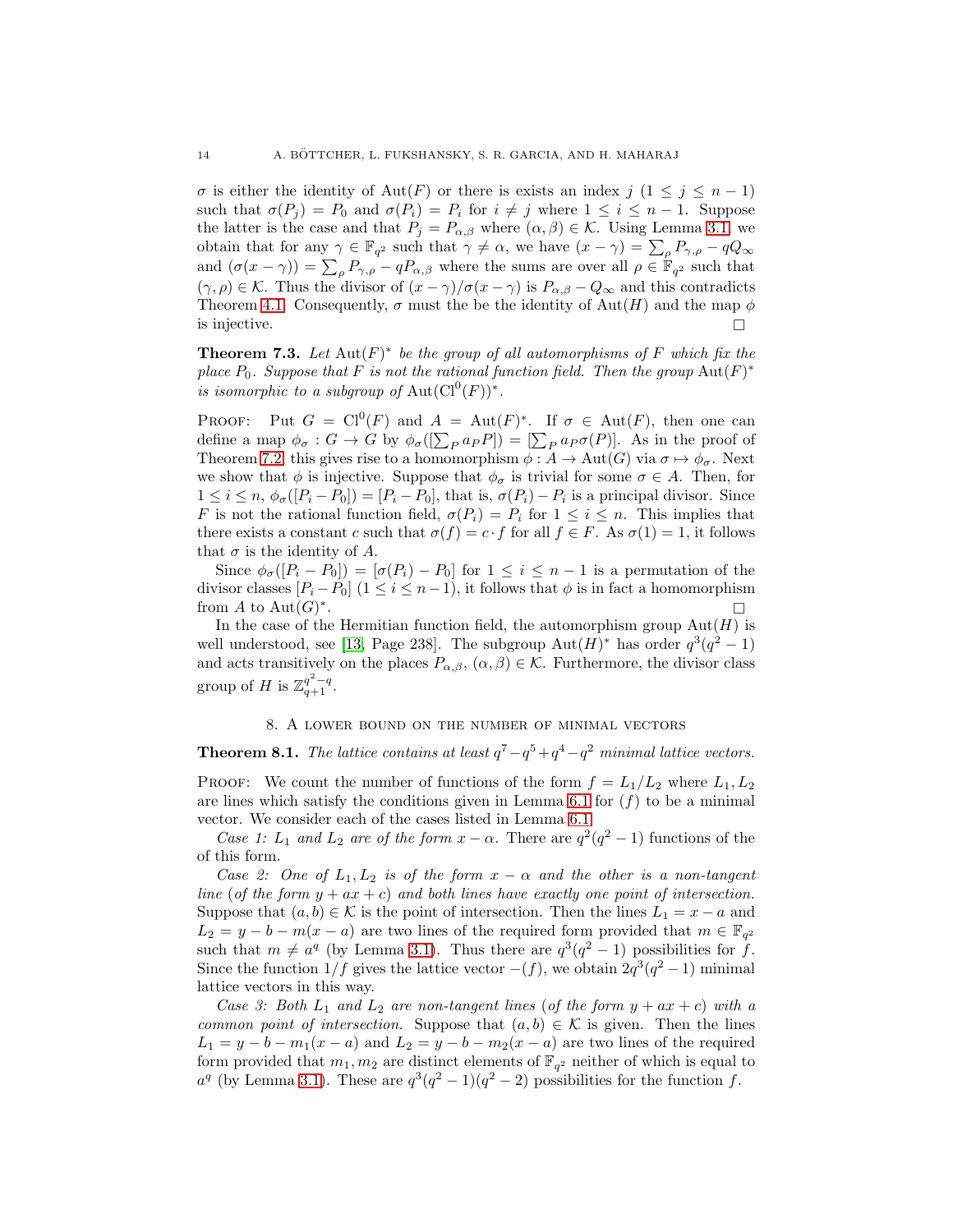$\sigma$ is either the identity of $\mathrm{Aut}(F)$ or there is exists an index $j$ $(1 \leq j \leq n-1)$ such that $\sigma(P_j) = P_0$ and $\sigma(P_i) = P_i$ for $i \neq j$ where $1 \leq i \leq n-1$. Suppose the latter is the case and that $P_j = P_{\alpha,\beta}$ where $(\alpha, \beta) \in \mathcal{K}$. Using Lemma 3.1, we obtain that for any $\gamma \in \mathbb{F}_{q^2}$ such that $\gamma \neq \alpha$, we have $(x-\gamma) = \sum_\rho P_{\gamma,\rho} - qQ_\infty$ and $(\sigma(x-\gamma)) = \sum_\rho P_{\gamma,\rho} - qP_{\alpha,\beta}$ where the sums are over all $\rho \in \mathbb{F}_{q^2}$ such that $(\gamma, \rho) \in \mathcal{K}$. Thus the divisor of $(x-\gamma)/\sigma(x-\gamma)$ is $P_{\alpha,\beta} - Q_\infty$ and this contradicts Theorem 4.1. Consequently, $\sigma$ must the be the identity of $\mathrm{Aut}(H)$ and the map $\phi$ is injective. □

**Theorem 7.3.** *Let $\mathrm{Aut}(F)^*$ be the group of all automorphisms of $F$ which fix the place $P_0$. Suppose that $F$ is not the rational function field. Then the group $\mathrm{Aut}(F)^*$ is isomorphic to a subgroup of $\mathrm{Aut}(\mathrm{Cl}^0(F))^*$.*

Proof: Put $G = \mathrm{Cl}^0(F)$ and $A = \mathrm{Aut}(F)^*$. If $\sigma \in \mathrm{Aut}(F)$, then one can define a map $\phi_\sigma : G \to G$ by $\phi_\sigma([\sum_P a_P P]) = [\sum_P a_P \sigma(P)]$. As in the proof of Theorem 7.2, this gives rise to a homomorphism $\phi : A \to \mathrm{Aut}(G)$ via $\sigma \mapsto \phi_\sigma$. Next we show that $\phi$ is injective. Suppose that $\phi_\sigma$ is trivial for some $\sigma \in A$. Then, for $1 \leq i \leq n$, $\phi_\sigma([P_i - P_0]) = [P_i - P_0]$, that is, $\sigma(P_i) - P_i$ is a principal divisor. Since $F$ is not the rational function field, $\sigma(P_i) = P_i$ for $1 \leq i \leq n$. This implies that there exists a constant $c$ such that $\sigma(f) = c \cdot f$ for all $f \in F$. As $\sigma(1) = 1$, it follows that $\sigma$ is the identity of $A$.

Since $\phi_\sigma([P_i - P_0]) = [\sigma(P_i) - P_0]$ for $1 \leq i \leq n-1$ is a permutation of the divisor classes $[P_i - P_0]$ $(1 \leq i \leq n-1)$, it follows that $\phi$ is in fact a homomorphism from $A$ to $\mathrm{Aut}(G)^*$. □

In the case of the Hermitian function field, the automorphism group $\mathrm{Aut}(H)$ is well understood, see [13, Page 238]. The subgroup $\mathrm{Aut}(H)^*$ has order $q^3(q^2-1)$ and acts transitively on the places $P_{\alpha,\beta}$, $(\alpha, \beta) \in \mathcal{K}$. Furthermore, the divisor class group of $H$ is $\mathbb{Z}_{q+1}^{q^2-q}$.

## 8. A lower bound on the number of minimal vectors

**Theorem 8.1.** *The lattice contains at least $q^7 - q^5 + q^4 - q^2$ minimal lattice vectors.*

Proof: We count the number of functions of the form $f = L_1/L_2$ where $L_1, L_2$ are lines which satisfy the conditions given in Lemma 6.1 for $(f)$ to be a minimal vector. We consider each of the cases listed in Lemma 6.1.

*Case 1: $L_1$ and $L_2$ are of the form $x - \alpha$.* There are $q^2(q^2-1)$ functions of the of this form.

*Case 2: One of $L_1, L_2$ is of the form $x - \alpha$ and the other is a non-tangent line (of the form $y + ax + c$) and both lines have exactly one point of intersection.* Suppose that $(a, b) \in \mathcal{K}$ is the point of intersection. Then the lines $L_1 = x - a$ and $L_2 = y - b - m(x - a)$ are two lines of the required form provided that $m \in \mathbb{F}_{q^2}$ such that $m \neq a^q$ (by Lemma 3.1). Thus there are $q^3(q^2-1)$ possibilities for $f$. Since the function $1/f$ gives the lattice vector $-(f)$, we obtain $2q^3(q^2-1)$ minimal lattice vectors in this way.

*Case 3: Both $L_1$ and $L_2$ are non-tangent lines (of the form $y + ax + c$) with a common point of intersection.* Suppose that $(a, b) \in \mathcal{K}$ is given. Then the lines $L_1 = y - b - m_1(x - a)$ and $L_2 = y - b - m_2(x - a)$ are two lines of the required form provided that $m_1, m_2$ are distinct elements of $\mathbb{F}_{q^2}$ neither of which is equal to $a^q$ (by Lemma 3.1). These are $q^3(q^2-1)(q^2-2)$ possibilities for the function $f$.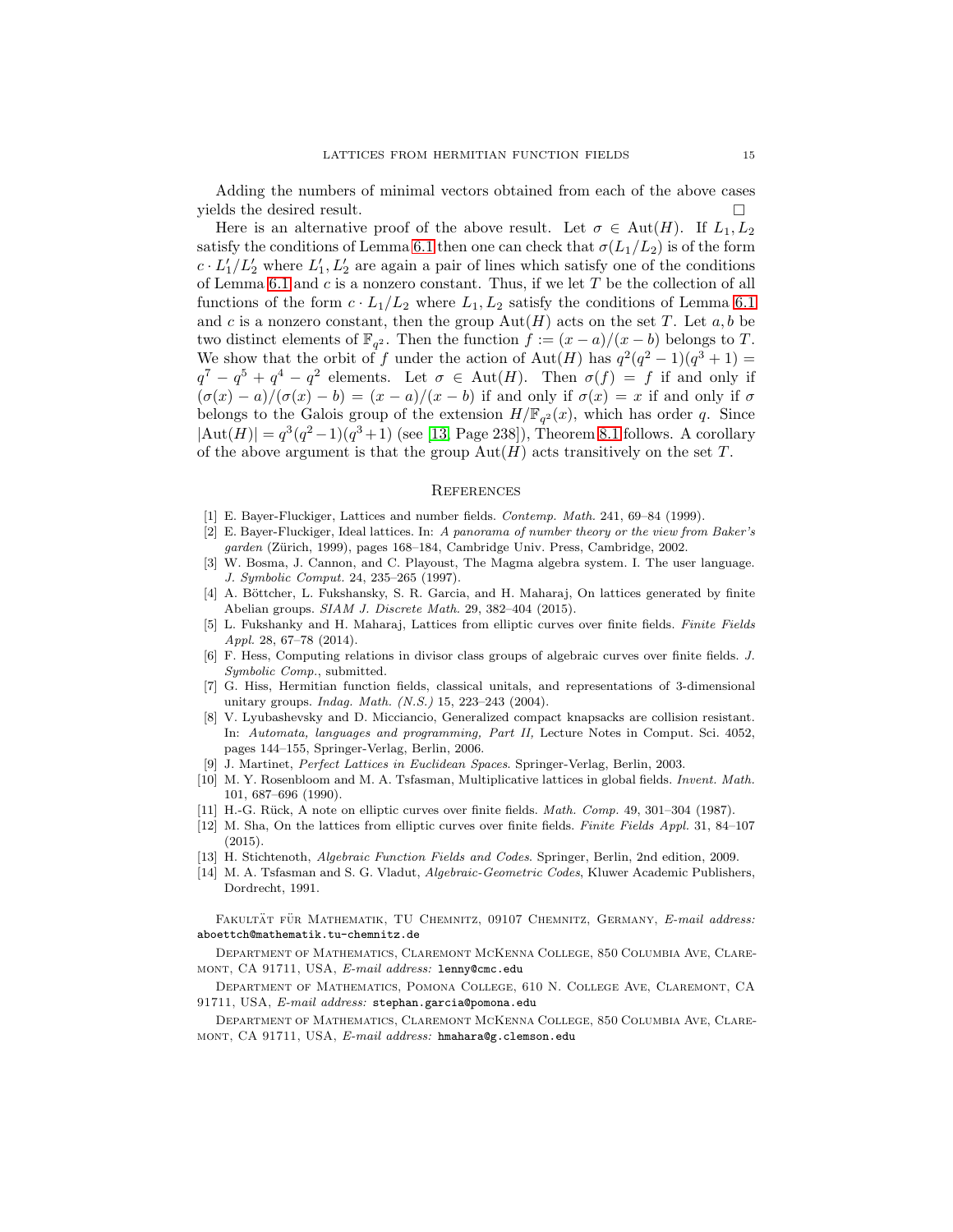Adding the numbers of minimal vectors obtained from each of the above cases yields the desired result. □

Here is an alternative proof of the above result. Let $\sigma \in \mathrm{Aut}(H)$. If $L_1, L_2$ satisfy the conditions of Lemma 6.1 then one can check that $\sigma(L_1/L_2)$ is of the form $c \cdot L_1'/L_2'$ where $L_1', L_2'$ are again a pair of lines which satisfy one of the conditions of Lemma 6.1 and $c$ is a nonzero constant. Thus, if we let $T$ be the collection of all functions of the form $c \cdot L_1/L_2$ where $L_1, L_2$ satisfy the conditions of Lemma 6.1 and $c$ is a nonzero constant, then the group $\mathrm{Aut}(H)$ acts on the set $T$. Let $a, b$ be two distinct elements of $\mathbb{F}_{q^2}$. Then the function $f := (x-a)/(x-b)$ belongs to $T$. We show that the orbit of $f$ under the action of $\mathrm{Aut}(H)$ has $q^2(q^2-1)(q^3+1) = q^7 - q^5 + q^4 - q^2$ elements. Let $\sigma \in \mathrm{Aut}(H)$. Then $\sigma(f) = f$ if and only if $(\sigma(x)-a)/(\sigma(x)-b) = (x-a)/(x-b)$ if and only if $\sigma(x) = x$ if and only if $\sigma$ belongs to the Galois group of the extension $H/\mathbb{F}_{q^2}(x)$, which has order $q$. Since $|\mathrm{Aut}(H)| = q^3(q^2-1)(q^3+1)$ (see [13, Page 238]), Theorem 8.1 follows. A corollary of the above argument is that the group $\mathrm{Aut}(H)$ acts transitively on the set $T$.

## References

[1] E. Bayer-Fluckiger, Lattices and number fields. *Contemp. Math.* 241, 69–84 (1999).

[2] E. Bayer-Fluckiger, Ideal lattices. In: *A panorama of number theory or the view from Baker's garden* (Zürich, 1999), pages 168–184, Cambridge Univ. Press, Cambridge, 2002.

[3] W. Bosma, J. Cannon, and C. Playoust, The Magma algebra system. I. The user language. *J. Symbolic Comput.* 24, 235–265 (1997).

[4] A. Böttcher, L. Fukshansky, S. R. Garcia, and H. Maharaj, On lattices generated by finite Abelian groups. *SIAM J. Discrete Math.* 29, 382–404 (2015).

[5] L. Fukshanky and H. Maharaj, Lattices from elliptic curves over finite fields. *Finite Fields Appl.* 28, 67–78 (2014).

[6] F. Hess, Computing relations in divisor class groups of algebraic curves over finite fields. *J. Symbolic Comp.*, submitted.

[7] G. Hiss, Hermitian function fields, classical unitals, and representations of 3-dimensional unitary groups. *Indag. Math. (N.S.)* 15, 223–243 (2004).

[8] V. Lyubashevsky and D. Micciancio, Generalized compact knapsacks are collision resistant. In: *Automata, languages and programming, Part II,* Lecture Notes in Comput. Sci. 4052, pages 144–155, Springer-Verlag, Berlin, 2006.

[9] J. Martinet, *Perfect Lattices in Euclidean Spaces*. Springer-Verlag, Berlin, 2003.

[10] M. Y. Rosenbloom and M. A. Tsfasman, Multiplicative lattices in global fields. *Invent. Math.* 101, 687–696 (1990).

[11] H.-G. Rück, A note on elliptic curves over finite fields. *Math. Comp.* 49, 301–304 (1987).

[12] M. Sha, On the lattices from elliptic curves over finite fields. *Finite Fields Appl.* 31, 84–107 (2015).

[13] H. Stichtenoth, *Algebraic Function Fields and Codes*. Springer, Berlin, 2nd edition, 2009.

[14] M. A. Tsfasman and S. G. Vladut, *Algebraic-Geometric Codes*, Kluwer Academic Publishers, Dordrecht, 1991.

Fakultät für Mathematik, TU Chemnitz, 09107 Chemnitz, Germany, *E-mail address:* aboettch@mathematik.tu-chemnitz.de

Department of Mathematics, Claremont McKenna College, 850 Columbia Ave, Claremont, CA 91711, USA, *E-mail address:* lenny@cmc.edu

Department of Mathematics, Pomona College, 610 N. College Ave, Claremont, CA 91711, USA, *E-mail address:* stephan.garcia@pomona.edu

Department of Mathematics, Claremont McKenna College, 850 Columbia Ave, Claremont, CA 91711, USA, *E-mail address:* hmahara@g.clemson.edu